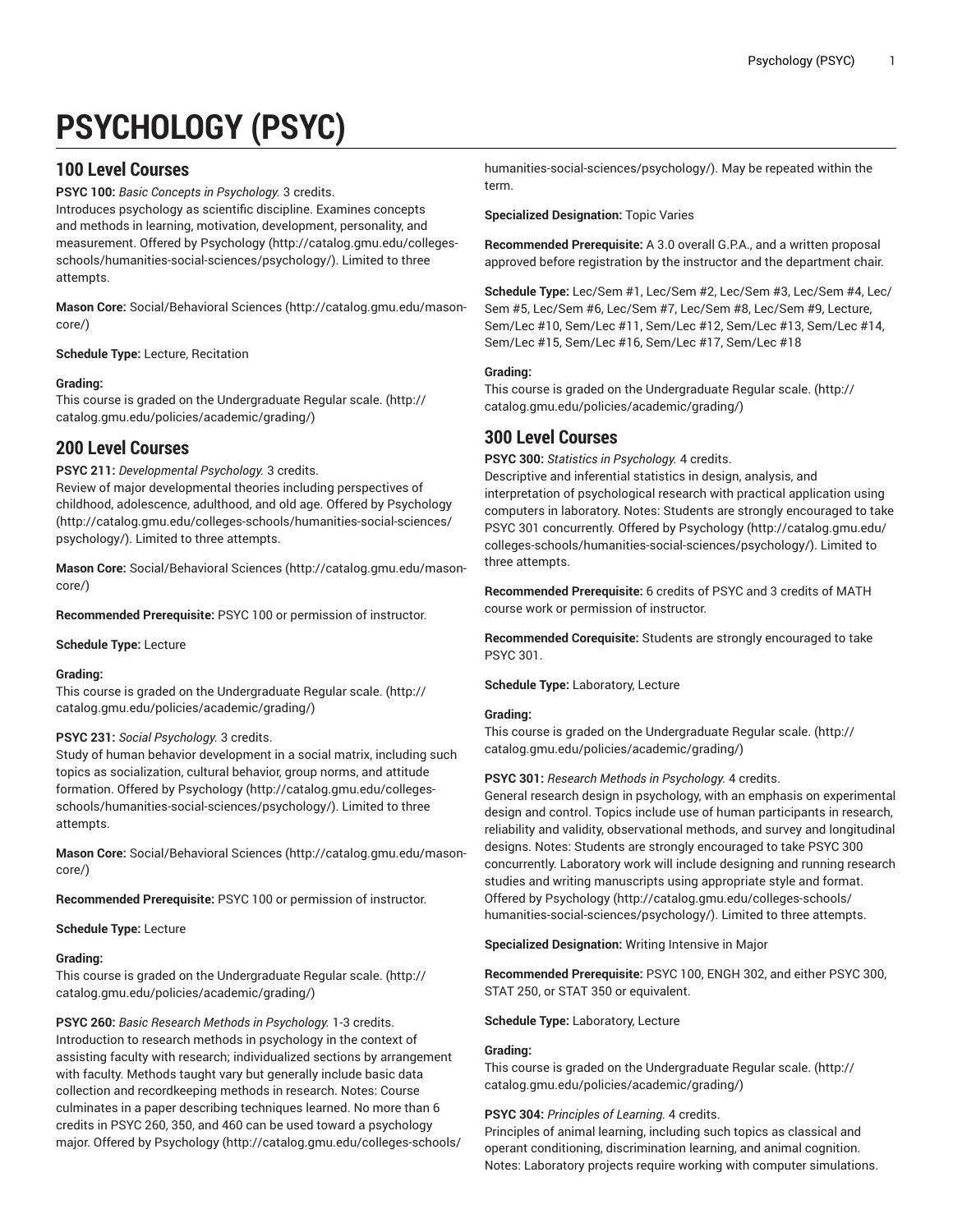# PSYCHOLOGY (PSYC)

## 100 Level Courses

**PSYC 100:** *Basic Concepts in Psychology.* 3 credits.
Introduces psychology as scientific discipline. Examines concepts and methods in learning, motivation, development, personality, and measurement. Offered by Psychology (http://catalog.gmu.edu/colleges-schools/humanities-social-sciences/psychology/). Limited to three attempts.

**Mason Core:** Social/Behavioral Sciences (http://catalog.gmu.edu/mason-core/)

**Schedule Type:** Lecture, Recitation

**Grading:**
This course is graded on the Undergraduate Regular scale. (http://catalog.gmu.edu/policies/academic/grading/)

## 200 Level Courses

**PSYC 211:** *Developmental Psychology.* 3 credits.
Review of major developmental theories including perspectives of childhood, adolescence, adulthood, and old age. Offered by Psychology (http://catalog.gmu.edu/colleges-schools/humanities-social-sciences/psychology/). Limited to three attempts.

**Mason Core:** Social/Behavioral Sciences (http://catalog.gmu.edu/mason-core/)

**Recommended Prerequisite:** PSYC 100 or permission of instructor.

**Schedule Type:** Lecture

**Grading:**
This course is graded on the Undergraduate Regular scale. (http://catalog.gmu.edu/policies/academic/grading/)

**PSYC 231:** *Social Psychology.* 3 credits.
Study of human behavior development in a social matrix, including such topics as socialization, cultural behavior, group norms, and attitude formation. Offered by Psychology (http://catalog.gmu.edu/colleges-schools/humanities-social-sciences/psychology/). Limited to three attempts.

**Mason Core:** Social/Behavioral Sciences (http://catalog.gmu.edu/mason-core/)

**Recommended Prerequisite:** PSYC 100 or permission of instructor.

**Schedule Type:** Lecture

**Grading:**
This course is graded on the Undergraduate Regular scale. (http://catalog.gmu.edu/policies/academic/grading/)

**PSYC 260:** *Basic Research Methods in Psychology.* 1-3 credits.
Introduction to research methods in psychology in the context of assisting faculty with research; individualized sections by arrangement with faculty. Methods taught vary but generally include basic data collection and recordkeeping methods in research. Notes: Course culminates in a paper describing techniques learned. No more than 6 credits in PSYC 260, 350, and 460 can be used toward a psychology major. Offered by Psychology (http://catalog.gmu.edu/colleges-schools/humanities-social-sciences/psychology/). May be repeated within the term.

**Specialized Designation:** Topic Varies

**Recommended Prerequisite:** A 3.0 overall G.P.A., and a written proposal approved before registration by the instructor and the department chair.

**Schedule Type:** Lec/Sem #1, Lec/Sem #2, Lec/Sem #3, Lec/Sem #4, Lec/Sem #5, Lec/Sem #6, Lec/Sem #7, Lec/Sem #8, Lec/Sem #9, Lecture, Sem/Lec #10, Sem/Lec #11, Sem/Lec #12, Sem/Lec #13, Sem/Lec #14, Sem/Lec #15, Sem/Lec #16, Sem/Lec #17, Sem/Lec #18

**Grading:**
This course is graded on the Undergraduate Regular scale. (http://catalog.gmu.edu/policies/academic/grading/)

## 300 Level Courses

**PSYC 300:** *Statistics in Psychology.* 4 credits.
Descriptive and inferential statistics in design, analysis, and interpretation of psychological research with practical application using computers in laboratory. Notes: Students are strongly encouraged to take PSYC 301 concurrently. Offered by Psychology (http://catalog.gmu.edu/colleges-schools/humanities-social-sciences/psychology/). Limited to three attempts.

**Recommended Prerequisite:** 6 credits of PSYC and 3 credits of MATH course work or permission of instructor.

**Recommended Corequisite:** Students are strongly encouraged to take PSYC 301.

**Schedule Type:** Laboratory, Lecture

**Grading:**
This course is graded on the Undergraduate Regular scale. (http://catalog.gmu.edu/policies/academic/grading/)

**PSYC 301:** *Research Methods in Psychology.* 4 credits.
General research design in psychology, with an emphasis on experimental design and control. Topics include use of human participants in research, reliability and validity, observational methods, and survey and longitudinal designs. Notes: Students are strongly encouraged to take PSYC 300 concurrently. Laboratory work will include designing and running research studies and writing manuscripts using appropriate style and format. Offered by Psychology (http://catalog.gmu.edu/colleges-schools/humanities-social-sciences/psychology/). Limited to three attempts.

**Specialized Designation:** Writing Intensive in Major

**Recommended Prerequisite:** PSYC 100, ENGH 302, and either PSYC 300, STAT 250, or STAT 350 or equivalent.

**Schedule Type:** Laboratory, Lecture

**Grading:**
This course is graded on the Undergraduate Regular scale. (http://catalog.gmu.edu/policies/academic/grading/)

**PSYC 304:** *Principles of Learning.* 4 credits.
Principles of animal learning, including such topics as classical and operant conditioning, discrimination learning, and animal cognition. Notes: Laboratory projects require working with computer simulations.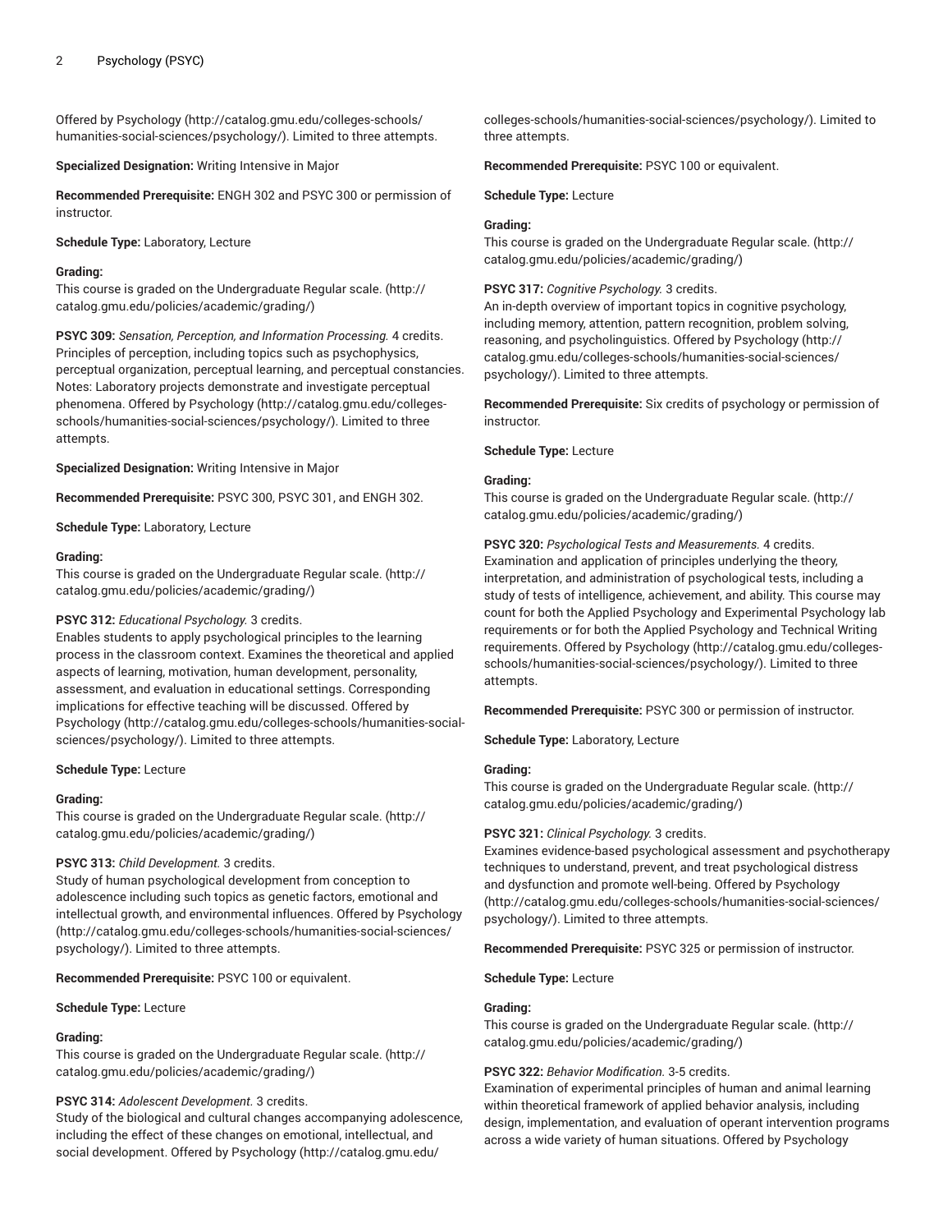Offered by Psychology (http://catalog.gmu.edu/colleges-schools/humanities-social-sciences/psychology/). Limited to three attempts.

**Specialized Designation:** Writing Intensive in Major

**Recommended Prerequisite:** ENGH 302 and PSYC 300 or permission of instructor.

**Schedule Type:** Laboratory, Lecture

**Grading:**
This course is graded on the Undergraduate Regular scale. (http://catalog.gmu.edu/policies/academic/grading/)

**PSYC 309:** *Sensation, Perception, and Information Processing.* 4 credits.
Principles of perception, including topics such as psychophysics, perceptual organization, perceptual learning, and perceptual constancies. Notes: Laboratory projects demonstrate and investigate perceptual phenomena. Offered by Psychology (http://catalog.gmu.edu/colleges-schools/humanities-social-sciences/psychology/). Limited to three attempts.

**Specialized Designation:** Writing Intensive in Major

**Recommended Prerequisite:** PSYC 300, PSYC 301, and ENGH 302.

**Schedule Type:** Laboratory, Lecture

**Grading:**
This course is graded on the Undergraduate Regular scale. (http://catalog.gmu.edu/policies/academic/grading/)

**PSYC 312:** *Educational Psychology.* 3 credits.
Enables students to apply psychological principles to the learning process in the classroom context. Examines the theoretical and applied aspects of learning, motivation, human development, personality, assessment, and evaluation in educational settings. Corresponding implications for effective teaching will be discussed. Offered by Psychology (http://catalog.gmu.edu/colleges-schools/humanities-social-sciences/psychology/). Limited to three attempts.

**Schedule Type:** Lecture

**Grading:**
This course is graded on the Undergraduate Regular scale. (http://catalog.gmu.edu/policies/academic/grading/)

**PSYC 313:** *Child Development.* 3 credits.
Study of human psychological development from conception to adolescence including such topics as genetic factors, emotional and intellectual growth, and environmental influences. Offered by Psychology (http://catalog.gmu.edu/colleges-schools/humanities-social-sciences/psychology/). Limited to three attempts.

**Recommended Prerequisite:** PSYC 100 or equivalent.

**Schedule Type:** Lecture

**Grading:**
This course is graded on the Undergraduate Regular scale. (http://catalog.gmu.edu/policies/academic/grading/)

**PSYC 314:** *Adolescent Development.* 3 credits.
Study of the biological and cultural changes accompanying adolescence, including the effect of these changes on emotional, intellectual, and social development. Offered by Psychology (http://catalog.gmu.edu/colleges-schools/humanities-social-sciences/psychology/). Limited to three attempts.

**Recommended Prerequisite:** PSYC 100 or equivalent.

**Schedule Type:** Lecture

**Grading:**
This course is graded on the Undergraduate Regular scale. (http://catalog.gmu.edu/policies/academic/grading/)

**PSYC 317:** *Cognitive Psychology.* 3 credits.
An in-depth overview of important topics in cognitive psychology, including memory, attention, pattern recognition, problem solving, reasoning, and psycholinguistics. Offered by Psychology (http://catalog.gmu.edu/colleges-schools/humanities-social-sciences/psychology/). Limited to three attempts.

**Recommended Prerequisite:** Six credits of psychology or permission of instructor.

**Schedule Type:** Lecture

**Grading:**
This course is graded on the Undergraduate Regular scale. (http://catalog.gmu.edu/policies/academic/grading/)

**PSYC 320:** *Psychological Tests and Measurements.* 4 credits.
Examination and application of principles underlying the theory, interpretation, and administration of psychological tests, including a study of tests of intelligence, achievement, and ability. This course may count for both the Applied Psychology and Experimental Psychology lab requirements or for both the Applied Psychology and Technical Writing requirements. Offered by Psychology (http://catalog.gmu.edu/colleges-schools/humanities-social-sciences/psychology/). Limited to three attempts.

**Recommended Prerequisite:** PSYC 300 or permission of instructor.

**Schedule Type:** Laboratory, Lecture

**Grading:**
This course is graded on the Undergraduate Regular scale. (http://catalog.gmu.edu/policies/academic/grading/)

**PSYC 321:** *Clinical Psychology.* 3 credits.
Examines evidence-based psychological assessment and psychotherapy techniques to understand, prevent, and treat psychological distress and dysfunction and promote well-being. Offered by Psychology (http://catalog.gmu.edu/colleges-schools/humanities-social-sciences/psychology/). Limited to three attempts.

**Recommended Prerequisite:** PSYC 325 or permission of instructor.

**Schedule Type:** Lecture

**Grading:**
This course is graded on the Undergraduate Regular scale. (http://catalog.gmu.edu/policies/academic/grading/)

**PSYC 322:** *Behavior Modification.* 3-5 credits.
Examination of experimental principles of human and animal learning within theoretical framework of applied behavior analysis, including design, implementation, and evaluation of operant intervention programs across a wide variety of human situations. Offered by Psychology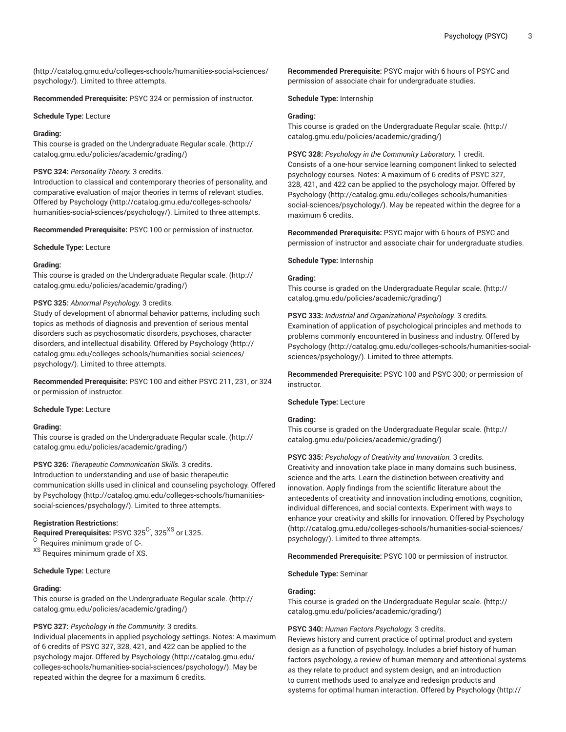(http://catalog.gmu.edu/colleges-schools/humanities-social-sciences/psychology/). Limited to three attempts.

**Recommended Prerequisite:** PSYC 324 or permission of instructor.

**Schedule Type:** Lecture

**Grading:**
This course is graded on the Undergraduate Regular scale. (http://catalog.gmu.edu/policies/academic/grading/)

**PSYC 324:** *Personality Theory.* 3 credits.
Introduction to classical and contemporary theories of personality, and comparative evaluation of major theories in terms of relevant studies. Offered by Psychology (http://catalog.gmu.edu/colleges-schools/humanities-social-sciences/psychology/). Limited to three attempts.

**Recommended Prerequisite:** PSYC 100 or permission of instructor.

**Schedule Type:** Lecture

**Grading:**
This course is graded on the Undergraduate Regular scale. (http://catalog.gmu.edu/policies/academic/grading/)

**PSYC 325:** *Abnormal Psychology.* 3 credits.
Study of development of abnormal behavior patterns, including such topics as methods of diagnosis and prevention of serious mental disorders such as psychosomatic disorders, psychoses, character disorders, and intellectual disability. Offered by Psychology (http://catalog.gmu.edu/colleges-schools/humanities-social-sciences/psychology/). Limited to three attempts.

**Recommended Prerequisite:** PSYC 100 and either PSYC 211, 231, or 324 or permission of instructor.

**Schedule Type:** Lecture

**Grading:**
This course is graded on the Undergraduate Regular scale. (http://catalog.gmu.edu/policies/academic/grading/)

**PSYC 326:** *Therapeutic Communication Skills.* 3 credits.
Introduction to understanding and use of basic therapeutic communication skills used in clinical and counseling psychology. Offered by Psychology (http://catalog.gmu.edu/colleges-schools/humanities-social-sciences/psychology/). Limited to three attempts.

**Registration Restrictions:**
**Required Prerequisites:** PSYC 325[C-], 325[XS] or L325.
[C-] Requires minimum grade of C-.
[XS] Requires minimum grade of XS.

**Schedule Type:** Lecture

**Grading:**
This course is graded on the Undergraduate Regular scale. (http://catalog.gmu.edu/policies/academic/grading/)

**PSYC 327:** *Psychology in the Community.* 3 credits.
Individual placements in applied psychology settings. Notes: A maximum of 6 credits of PSYC 327, 328, 421, and 422 can be applied to the psychology major. Offered by Psychology (http://catalog.gmu.edu/colleges-schools/humanities-social-sciences/psychology/). May be repeated within the degree for a maximum 6 credits.

**Recommended Prerequisite:** PSYC major with 6 hours of PSYC and permission of associate chair for undergraduate studies.

**Schedule Type:** Internship

**Grading:**
This course is graded on the Undergraduate Regular scale. (http://catalog.gmu.edu/policies/academic/grading/)

**PSYC 328:** *Psychology in the Community Laboratory.* 1 credit.
Consists of a one-hour service learning component linked to selected psychology courses. Notes: A maximum of 6 credits of PSYC 327, 328, 421, and 422 can be applied to the psychology major. Offered by Psychology (http://catalog.gmu.edu/colleges-schools/humanities-social-sciences/psychology/). May be repeated within the degree for a maximum 6 credits.

**Recommended Prerequisite:** PSYC major with 6 hours of PSYC and permission of instructor and associate chair for undergraduate studies.

**Schedule Type:** Internship

**Grading:**
This course is graded on the Undergraduate Regular scale. (http://catalog.gmu.edu/policies/academic/grading/)

**PSYC 333:** *Industrial and Organizational Psychology.* 3 credits.
Examination of application of psychological principles and methods to problems commonly encountered in business and industry. Offered by Psychology (http://catalog.gmu.edu/colleges-schools/humanities-social-sciences/psychology/). Limited to three attempts.

**Recommended Prerequisite:** PSYC 100 and PSYC 300; or permission of instructor.

**Schedule Type:** Lecture

**Grading:**
This course is graded on the Undergraduate Regular scale. (http://catalog.gmu.edu/policies/academic/grading/)

**PSYC 335:** *Psychology of Creativity and Innovation.* 3 credits.
Creativity and innovation take place in many domains such business, science and the arts. Learn the distinction between creativity and innovation. Apply findings from the scientific literature about the antecedents of creativity and innovation including emotions, cognition, individual differences, and social contexts. Experiment with ways to enhance your creativity and skills for innovation. Offered by Psychology (http://catalog.gmu.edu/colleges-schools/humanities-social-sciences/psychology/). Limited to three attempts.

**Recommended Prerequisite:** PSYC 100 or permission of instructor.

**Schedule Type:** Seminar

**Grading:**
This course is graded on the Undergraduate Regular scale. (http://catalog.gmu.edu/policies/academic/grading/)

**PSYC 340:** *Human Factors Psychology.* 3 credits.
Reviews history and current practice of optimal product and system design as a function of psychology. Includes a brief history of human factors psychology, a review of human memory and attentional systems as they relate to product and system design, and an introduction to current methods used to analyze and redesign products and systems for optimal human interaction. Offered by Psychology (http://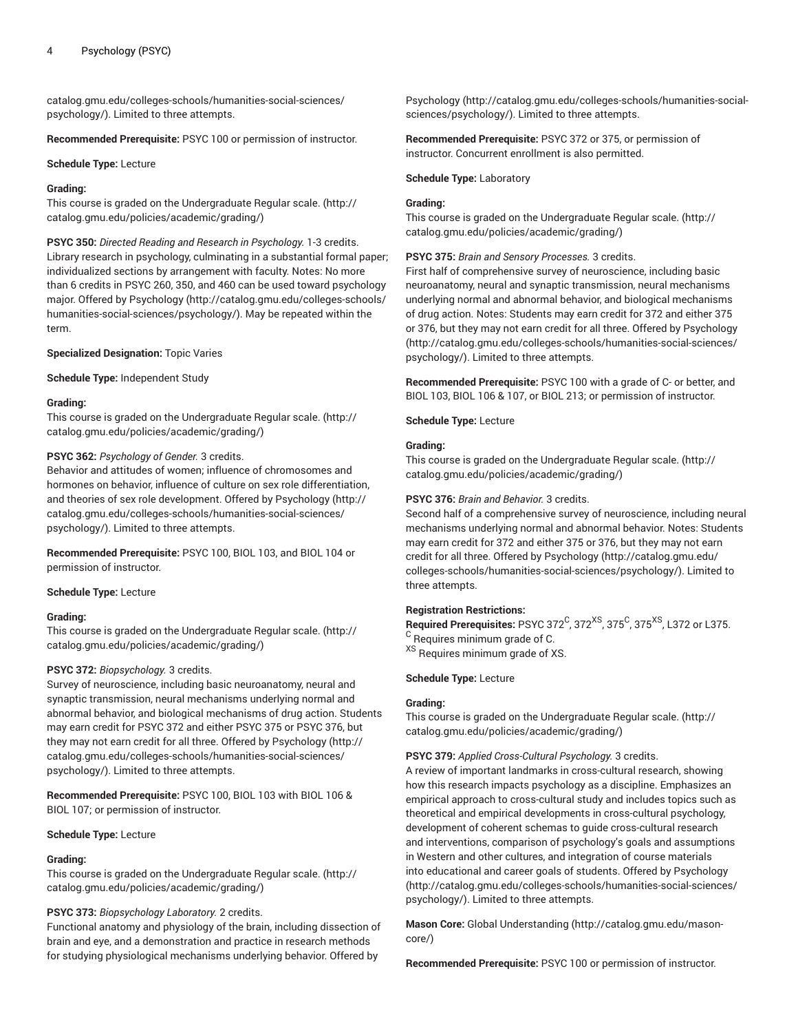catalog.gmu.edu/colleges-schools/humanities-social-sciences/psychology/). Limited to three attempts.

**Recommended Prerequisite:** PSYC 100 or permission of instructor.

**Schedule Type:** Lecture

**Grading:**
This course is graded on the Undergraduate Regular scale. (http://catalog.gmu.edu/policies/academic/grading/)

**PSYC 350:** *Directed Reading and Research in Psychology.* 1-3 credits.
Library research in psychology, culminating in a substantial formal paper; individualized sections by arrangement with faculty. Notes: No more than 6 credits in PSYC 260, 350, and 460 can be used toward psychology major. Offered by Psychology (http://catalog.gmu.edu/colleges-schools/humanities-social-sciences/psychology/). May be repeated within the term.

**Specialized Designation:** Topic Varies

**Schedule Type:** Independent Study

**Grading:**
This course is graded on the Undergraduate Regular scale. (http://catalog.gmu.edu/policies/academic/grading/)

**PSYC 362:** *Psychology of Gender.* 3 credits.
Behavior and attitudes of women; influence of chromosomes and hormones on behavior, influence of culture on sex role differentiation, and theories of sex role development. Offered by Psychology (http://catalog.gmu.edu/colleges-schools/humanities-social-sciences/psychology/). Limited to three attempts.

**Recommended Prerequisite:** PSYC 100, BIOL 103, and BIOL 104 or permission of instructor.

**Schedule Type:** Lecture

**Grading:**
This course is graded on the Undergraduate Regular scale. (http://catalog.gmu.edu/policies/academic/grading/)

**PSYC 372:** *Biopsychology.* 3 credits.
Survey of neuroscience, including basic neuroanatomy, neural and synaptic transmission, neural mechanisms underlying normal and abnormal behavior, and biological mechanisms of drug action. Students may earn credit for PSYC 372 and either PSYC 375 or PSYC 376, but they may not earn credit for all three. Offered by Psychology (http://catalog.gmu.edu/colleges-schools/humanities-social-sciences/psychology/). Limited to three attempts.

**Recommended Prerequisite:** PSYC 100, BIOL 103 with BIOL 106 & BIOL 107; or permission of instructor.

**Schedule Type:** Lecture

**Grading:**
This course is graded on the Undergraduate Regular scale. (http://catalog.gmu.edu/policies/academic/grading/)

**PSYC 373:** *Biopsychology Laboratory.* 2 credits.
Functional anatomy and physiology of the brain, including dissection of brain and eye, and a demonstration and practice in research methods for studying physiological mechanisms underlying behavior. Offered by Psychology (http://catalog.gmu.edu/colleges-schools/humanities-social-sciences/psychology/). Limited to three attempts.

**Recommended Prerequisite:** PSYC 372 or 375, or permission of instructor. Concurrent enrollment is also permitted.

**Schedule Type:** Laboratory

**Grading:**
This course is graded on the Undergraduate Regular scale. (http://catalog.gmu.edu/policies/academic/grading/)

**PSYC 375:** *Brain and Sensory Processes.* 3 credits.
First half of comprehensive survey of neuroscience, including basic neuroanatomy, neural and synaptic transmission, neural mechanisms underlying normal and abnormal behavior, and biological mechanisms of drug action. Notes: Students may earn credit for 372 and either 375 or 376, but they may not earn credit for all three. Offered by Psychology (http://catalog.gmu.edu/colleges-schools/humanities-social-sciences/psychology/). Limited to three attempts.

**Recommended Prerequisite:** PSYC 100 with a grade of C- or better, and BIOL 103, BIOL 106 & 107, or BIOL 213; or permission of instructor.

**Schedule Type:** Lecture

**Grading:**
This course is graded on the Undergraduate Regular scale. (http://catalog.gmu.edu/policies/academic/grading/)

**PSYC 376:** *Brain and Behavior.* 3 credits.
Second half of a comprehensive survey of neuroscience, including neural mechanisms underlying normal and abnormal behavior. Notes: Students may earn credit for 372 and either 375 or 376, but they may not earn credit for all three. Offered by Psychology (http://catalog.gmu.edu/colleges-schools/humanities-social-sciences/psychology/). Limited to three attempts.

**Registration Restrictions:**
**Required Prerequisites:** PSYC 372[C], 372[XS], 375[C], 375[XS], L372 or L375.
[C] Requires minimum grade of C.
[XS] Requires minimum grade of XS.

**Schedule Type:** Lecture

**Grading:**
This course is graded on the Undergraduate Regular scale. (http://catalog.gmu.edu/policies/academic/grading/)

**PSYC 379:** *Applied Cross-Cultural Psychology.* 3 credits.
A review of important landmarks in cross-cultural research, showing how this research impacts psychology as a discipline. Emphasizes an empirical approach to cross-cultural study and includes topics such as theoretical and empirical developments in cross-cultural psychology, development of coherent schemas to guide cross-cultural research and interventions, comparison of psychology's goals and assumptions in Western and other cultures, and integration of course materials into educational and career goals of students. Offered by Psychology (http://catalog.gmu.edu/colleges-schools/humanities-social-sciences/psychology/). Limited to three attempts.

**Mason Core:** Global Understanding (http://catalog.gmu.edu/mason-core/)

**Recommended Prerequisite:** PSYC 100 or permission of instructor.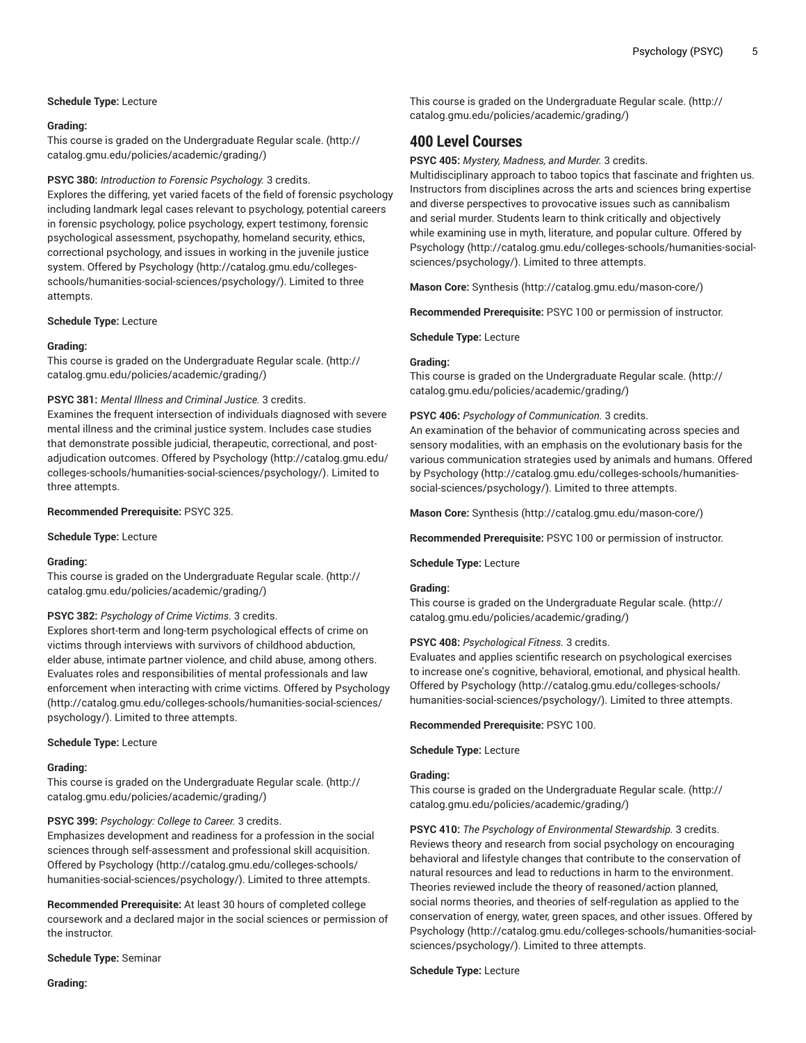**Schedule Type:** Lecture

**Grading:**
This course is graded on the Undergraduate Regular scale. (http://catalog.gmu.edu/policies/academic/grading/)

**PSYC 380:** *Introduction to Forensic Psychology.* 3 credits.
Explores the differing, yet varied facets of the field of forensic psychology including landmark legal cases relevant to psychology, potential careers in forensic psychology, police psychology, expert testimony, forensic psychological assessment, psychopathy, homeland security, ethics, correctional psychology, and issues in working in the juvenile justice system. Offered by Psychology (http://catalog.gmu.edu/colleges-schools/humanities-social-sciences/psychology/). Limited to three attempts.

**Schedule Type:** Lecture

**Grading:**
This course is graded on the Undergraduate Regular scale. (http://catalog.gmu.edu/policies/academic/grading/)

**PSYC 381:** *Mental Illness and Criminal Justice.* 3 credits.
Examines the frequent intersection of individuals diagnosed with severe mental illness and the criminal justice system. Includes case studies that demonstrate possible judicial, therapeutic, correctional, and post-adjudication outcomes. Offered by Psychology (http://catalog.gmu.edu/colleges-schools/humanities-social-sciences/psychology/). Limited to three attempts.

**Recommended Prerequisite:** PSYC 325.

**Schedule Type:** Lecture

**Grading:**
This course is graded on the Undergraduate Regular scale. (http://catalog.gmu.edu/policies/academic/grading/)

**PSYC 382:** *Psychology of Crime Victims.* 3 credits.
Explores short-term and long-term psychological effects of crime on victims through interviews with survivors of childhood abduction, elder abuse, intimate partner violence, and child abuse, among others. Evaluates roles and responsibilities of mental professionals and law enforcement when interacting with crime victims. Offered by Psychology (http://catalog.gmu.edu/colleges-schools/humanities-social-sciences/psychology/). Limited to three attempts.

**Schedule Type:** Lecture

**Grading:**
This course is graded on the Undergraduate Regular scale. (http://catalog.gmu.edu/policies/academic/grading/)

**PSYC 399:** *Psychology: College to Career.* 3 credits.
Emphasizes development and readiness for a profession in the social sciences through self-assessment and professional skill acquisition. Offered by Psychology (http://catalog.gmu.edu/colleges-schools/humanities-social-sciences/psychology/). Limited to three attempts.

**Recommended Prerequisite:** At least 30 hours of completed college coursework and a declared major in the social sciences or permission of the instructor.

**Schedule Type:** Seminar

**Grading:**
This course is graded on the Undergraduate Regular scale. (http://catalog.gmu.edu/policies/academic/grading/)

## 400 Level Courses

**PSYC 405:** *Mystery, Madness, and Murder.* 3 credits.
Multidisciplinary approach to taboo topics that fascinate and frighten us. Instructors from disciplines across the arts and sciences bring expertise and diverse perspectives to provocative issues such as cannibalism and serial murder. Students learn to think critically and objectively while examining use in myth, literature, and popular culture. Offered by Psychology (http://catalog.gmu.edu/colleges-schools/humanities-social-sciences/psychology/). Limited to three attempts.

**Mason Core:** Synthesis (http://catalog.gmu.edu/mason-core/)

**Recommended Prerequisite:** PSYC 100 or permission of instructor.

**Schedule Type:** Lecture

**Grading:**
This course is graded on the Undergraduate Regular scale. (http://catalog.gmu.edu/policies/academic/grading/)

**PSYC 406:** *Psychology of Communication.* 3 credits.
An examination of the behavior of communicating across species and sensory modalities, with an emphasis on the evolutionary basis for the various communication strategies used by animals and humans. Offered by Psychology (http://catalog.gmu.edu/colleges-schools/humanities-social-sciences/psychology/). Limited to three attempts.

**Mason Core:** Synthesis (http://catalog.gmu.edu/mason-core/)

**Recommended Prerequisite:** PSYC 100 or permission of instructor.

**Schedule Type:** Lecture

**Grading:**
This course is graded on the Undergraduate Regular scale. (http://catalog.gmu.edu/policies/academic/grading/)

**PSYC 408:** *Psychological Fitness.* 3 credits.
Evaluates and applies scientific research on psychological exercises to increase one's cognitive, behavioral, emotional, and physical health. Offered by Psychology (http://catalog.gmu.edu/colleges-schools/humanities-social-sciences/psychology/). Limited to three attempts.

**Recommended Prerequisite:** PSYC 100.

**Schedule Type:** Lecture

**Grading:**
This course is graded on the Undergraduate Regular scale. (http://catalog.gmu.edu/policies/academic/grading/)

**PSYC 410:** *The Psychology of Environmental Stewardship.* 3 credits.
Reviews theory and research from social psychology on encouraging behavioral and lifestyle changes that contribute to the conservation of natural resources and lead to reductions in harm to the environment. Theories reviewed include the theory of reasoned/action planned, social norms theories, and theories of self-regulation as applied to the conservation of energy, water, green spaces, and other issues. Offered by Psychology (http://catalog.gmu.edu/colleges-schools/humanities-social-sciences/psychology/). Limited to three attempts.

**Schedule Type:** Lecture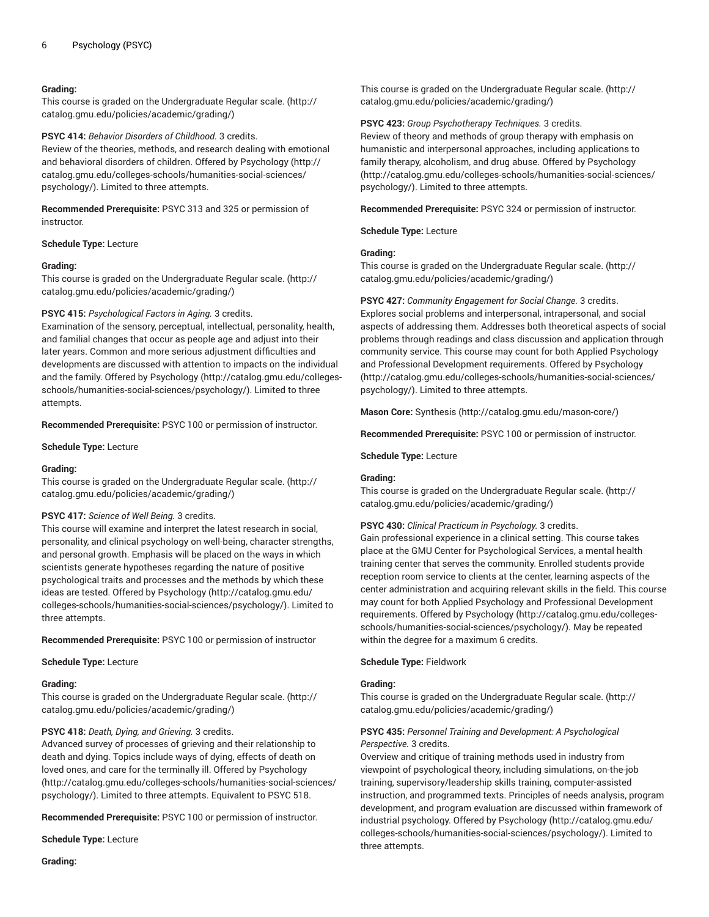**Grading:**
This course is graded on the Undergraduate Regular scale. (http://catalog.gmu.edu/policies/academic/grading/)

**PSYC 414:** *Behavior Disorders of Childhood.* 3 credits.
Review of the theories, methods, and research dealing with emotional and behavioral disorders of children. Offered by Psychology (http://catalog.gmu.edu/colleges-schools/humanities-social-sciences/psychology/). Limited to three attempts.

**Recommended Prerequisite:** PSYC 313 and 325 or permission of instructor.

**Schedule Type:** Lecture

**Grading:**
This course is graded on the Undergraduate Regular scale. (http://catalog.gmu.edu/policies/academic/grading/)

**PSYC 415:** *Psychological Factors in Aging.* 3 credits.
Examination of the sensory, perceptual, intellectual, personality, health, and familial changes that occur as people age and adjust into their later years. Common and more serious adjustment difficulties and developments are discussed with attention to impacts on the individual and the family. Offered by Psychology (http://catalog.gmu.edu/colleges-schools/humanities-social-sciences/psychology/). Limited to three attempts.

**Recommended Prerequisite:** PSYC 100 or permission of instructor.

**Schedule Type:** Lecture

**Grading:**
This course is graded on the Undergraduate Regular scale. (http://catalog.gmu.edu/policies/academic/grading/)

**PSYC 417:** *Science of Well Being.* 3 credits.
This course will examine and interpret the latest research in social, personality, and clinical psychology on well-being, character strengths, and personal growth. Emphasis will be placed on the ways in which scientists generate hypotheses regarding the nature of positive psychological traits and processes and the methods by which these ideas are tested. Offered by Psychology (http://catalog.gmu.edu/colleges-schools/humanities-social-sciences/psychology/). Limited to three attempts.

**Recommended Prerequisite:** PSYC 100 or permission of instructor

**Schedule Type:** Lecture

**Grading:**
This course is graded on the Undergraduate Regular scale. (http://catalog.gmu.edu/policies/academic/grading/)

**PSYC 418:** *Death, Dying, and Grieving.* 3 credits.
Advanced survey of processes of grieving and their relationship to death and dying. Topics include ways of dying, effects of death on loved ones, and care for the terminally ill. Offered by Psychology (http://catalog.gmu.edu/colleges-schools/humanities-social-sciences/psychology/). Limited to three attempts. Equivalent to PSYC 518.

**Recommended Prerequisite:** PSYC 100 or permission of instructor.

**Schedule Type:** Lecture

**Grading:**
This course is graded on the Undergraduate Regular scale. (http://catalog.gmu.edu/policies/academic/grading/)

**PSYC 423:** *Group Psychotherapy Techniques.* 3 credits.
Review of theory and methods of group therapy with emphasis on humanistic and interpersonal approaches, including applications to family therapy, alcoholism, and drug abuse. Offered by Psychology (http://catalog.gmu.edu/colleges-schools/humanities-social-sciences/psychology/). Limited to three attempts.

**Recommended Prerequisite:** PSYC 324 or permission of instructor.

**Schedule Type:** Lecture

**Grading:**
This course is graded on the Undergraduate Regular scale. (http://catalog.gmu.edu/policies/academic/grading/)

**PSYC 427:** *Community Engagement for Social Change.* 3 credits.
Explores social problems and interpersonal, intrapersonal, and social aspects of addressing them. Addresses both theoretical aspects of social problems through readings and class discussion and application through community service. This course may count for both Applied Psychology and Professional Development requirements. Offered by Psychology (http://catalog.gmu.edu/colleges-schools/humanities-social-sciences/psychology/). Limited to three attempts.

**Mason Core:** Synthesis (http://catalog.gmu.edu/mason-core/)

**Recommended Prerequisite:** PSYC 100 or permission of instructor.

**Schedule Type:** Lecture

**Grading:**
This course is graded on the Undergraduate Regular scale. (http://catalog.gmu.edu/policies/academic/grading/)

**PSYC 430:** *Clinical Practicum in Psychology.* 3 credits.
Gain professional experience in a clinical setting. This course takes place at the GMU Center for Psychological Services, a mental health training center that serves the community. Enrolled students provide reception room service to clients at the center, learning aspects of the center administration and acquiring relevant skills in the field. This course may count for both Applied Psychology and Professional Development requirements. Offered by Psychology (http://catalog.gmu.edu/colleges-schools/humanities-social-sciences/psychology/). May be repeated within the degree for a maximum 6 credits.

**Schedule Type:** Fieldwork

**Grading:**
This course is graded on the Undergraduate Regular scale. (http://catalog.gmu.edu/policies/academic/grading/)

**PSYC 435:** *Personnel Training and Development: A Psychological Perspective.* 3 credits.
Overview and critique of training methods used in industry from viewpoint of psychological theory, including simulations, on-the-job training, supervisory/leadership skills training, computer-assisted instruction, and programmed texts. Principles of needs analysis, program development, and program evaluation are discussed within framework of industrial psychology. Offered by Psychology (http://catalog.gmu.edu/colleges-schools/humanities-social-sciences/psychology/). Limited to three attempts.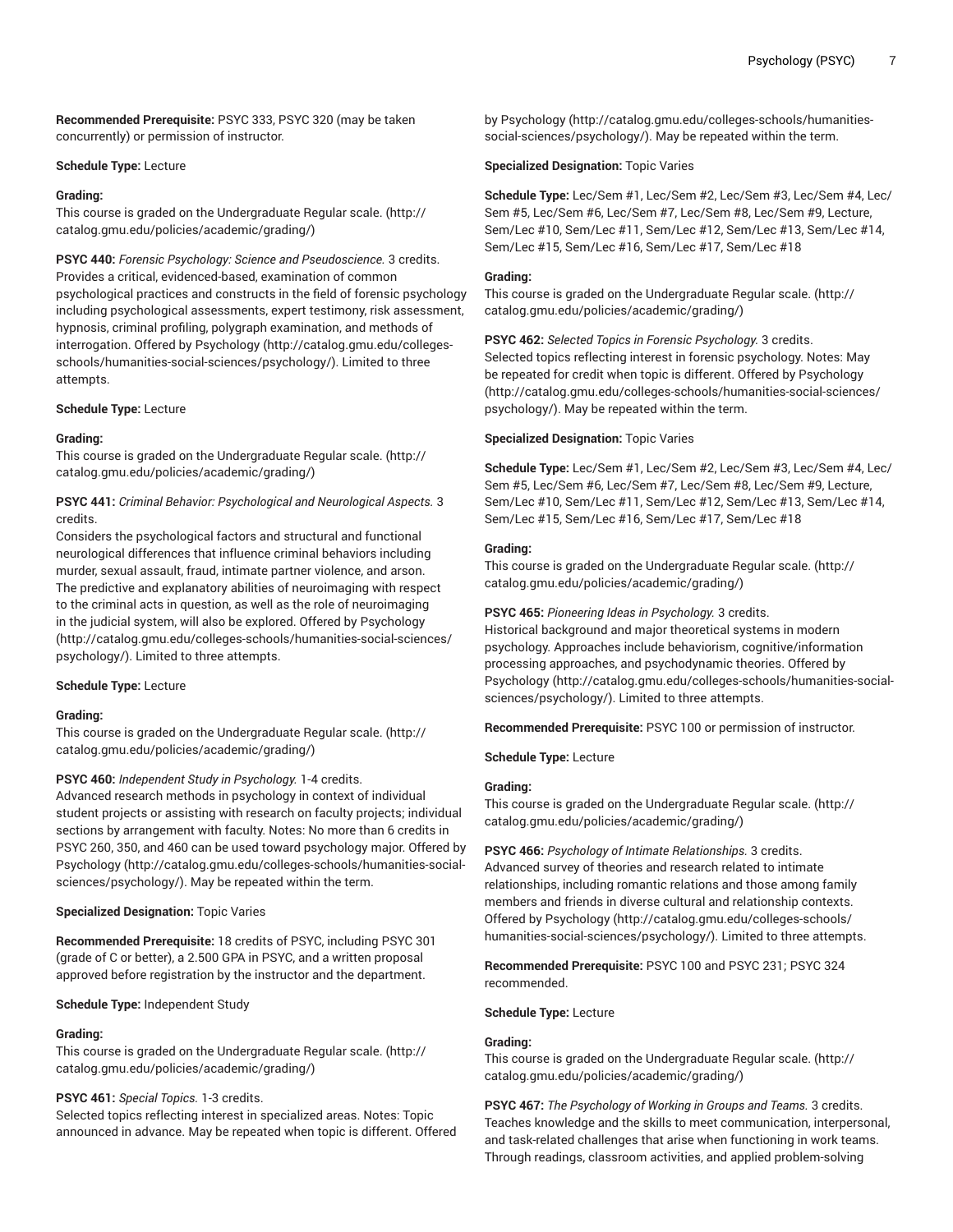**Recommended Prerequisite:** PSYC 333, PSYC 320 (may be taken concurrently) or permission of instructor.

**Schedule Type:** Lecture

**Grading:**
This course is graded on the Undergraduate Regular scale. (http://catalog.gmu.edu/policies/academic/grading/)

**PSYC 440:** *Forensic Psychology: Science and Pseudoscience.* 3 credits.
Provides a critical, evidenced-based, examination of common psychological practices and constructs in the field of forensic psychology including psychological assessments, expert testimony, risk assessment, hypnosis, criminal profiling, polygraph examination, and methods of interrogation. Offered by Psychology (http://catalog.gmu.edu/colleges-schools/humanities-social-sciences/psychology/). Limited to three attempts.

**Schedule Type:** Lecture

**Grading:**
This course is graded on the Undergraduate Regular scale. (http://catalog.gmu.edu/policies/academic/grading/)

**PSYC 441:** *Criminal Behavior: Psychological and Neurological Aspects.* 3 credits.
Considers the psychological factors and structural and functional neurological differences that influence criminal behaviors including murder, sexual assault, fraud, intimate partner violence, and arson. The predictive and explanatory abilities of neuroimaging with respect to the criminal acts in question, as well as the role of neuroimaging in the judicial system, will also be explored. Offered by Psychology (http://catalog.gmu.edu/colleges-schools/humanities-social-sciences/psychology/). Limited to three attempts.

**Schedule Type:** Lecture

**Grading:**
This course is graded on the Undergraduate Regular scale. (http://catalog.gmu.edu/policies/academic/grading/)

**PSYC 460:** *Independent Study in Psychology.* 1-4 credits.
Advanced research methods in psychology in context of individual student projects or assisting with research on faculty projects; individual sections by arrangement with faculty. Notes: No more than 6 credits in PSYC 260, 350, and 460 can be used toward psychology major. Offered by Psychology (http://catalog.gmu.edu/colleges-schools/humanities-social-sciences/psychology/). May be repeated within the term.

**Specialized Designation:** Topic Varies

**Recommended Prerequisite:** 18 credits of PSYC, including PSYC 301 (grade of C or better), a 2.500 GPA in PSYC, and a written proposal approved before registration by the instructor and the department.

**Schedule Type:** Independent Study

**Grading:**
This course is graded on the Undergraduate Regular scale. (http://catalog.gmu.edu/policies/academic/grading/)

**PSYC 461:** *Special Topics.* 1-3 credits.
Selected topics reflecting interest in specialized areas. Notes: Topic announced in advance. May be repeated when topic is different. Offered by Psychology (http://catalog.gmu.edu/colleges-schools/humanities-social-sciences/psychology/). May be repeated within the term.

**Specialized Designation:** Topic Varies

**Schedule Type:** Lec/Sem #1, Lec/Sem #2, Lec/Sem #3, Lec/Sem #4, Lec/Sem #5, Lec/Sem #6, Lec/Sem #7, Lec/Sem #8, Lec/Sem #9, Lecture, Sem/Lec #10, Sem/Lec #11, Sem/Lec #12, Sem/Lec #13, Sem/Lec #14, Sem/Lec #15, Sem/Lec #16, Sem/Lec #17, Sem/Lec #18

**Grading:**
This course is graded on the Undergraduate Regular scale. (http://catalog.gmu.edu/policies/academic/grading/)

**PSYC 462:** *Selected Topics in Forensic Psychology.* 3 credits.
Selected topics reflecting interest in forensic psychology. Notes: May be repeated for credit when topic is different. Offered by Psychology (http://catalog.gmu.edu/colleges-schools/humanities-social-sciences/psychology/). May be repeated within the term.

**Specialized Designation:** Topic Varies

**Schedule Type:** Lec/Sem #1, Lec/Sem #2, Lec/Sem #3, Lec/Sem #4, Lec/Sem #5, Lec/Sem #6, Lec/Sem #7, Lec/Sem #8, Lec/Sem #9, Lecture, Sem/Lec #10, Sem/Lec #11, Sem/Lec #12, Sem/Lec #13, Sem/Lec #14, Sem/Lec #15, Sem/Lec #16, Sem/Lec #17, Sem/Lec #18

**Grading:**
This course is graded on the Undergraduate Regular scale. (http://catalog.gmu.edu/policies/academic/grading/)

**PSYC 465:** *Pioneering Ideas in Psychology.* 3 credits.
Historical background and major theoretical systems in modern psychology. Approaches include behaviorism, cognitive/information processing approaches, and psychodynamic theories. Offered by Psychology (http://catalog.gmu.edu/colleges-schools/humanities-social-sciences/psychology/). Limited to three attempts.

**Recommended Prerequisite:** PSYC 100 or permission of instructor.

**Schedule Type:** Lecture

**Grading:**
This course is graded on the Undergraduate Regular scale. (http://catalog.gmu.edu/policies/academic/grading/)

**PSYC 466:** *Psychology of Intimate Relationships.* 3 credits.
Advanced survey of theories and research related to intimate relationships, including romantic relations and those among family members and friends in diverse cultural and relationship contexts. Offered by Psychology (http://catalog.gmu.edu/colleges-schools/humanities-social-sciences/psychology/). Limited to three attempts.

**Recommended Prerequisite:** PSYC 100 and PSYC 231; PSYC 324 recommended.

**Schedule Type:** Lecture

**Grading:**
This course is graded on the Undergraduate Regular scale. (http://catalog.gmu.edu/policies/academic/grading/)

**PSYC 467:** *The Psychology of Working in Groups and Teams.* 3 credits.
Teaches knowledge and the skills to meet communication, interpersonal, and task-related challenges that arise when functioning in work teams. Through readings, classroom activities, and applied problem-solving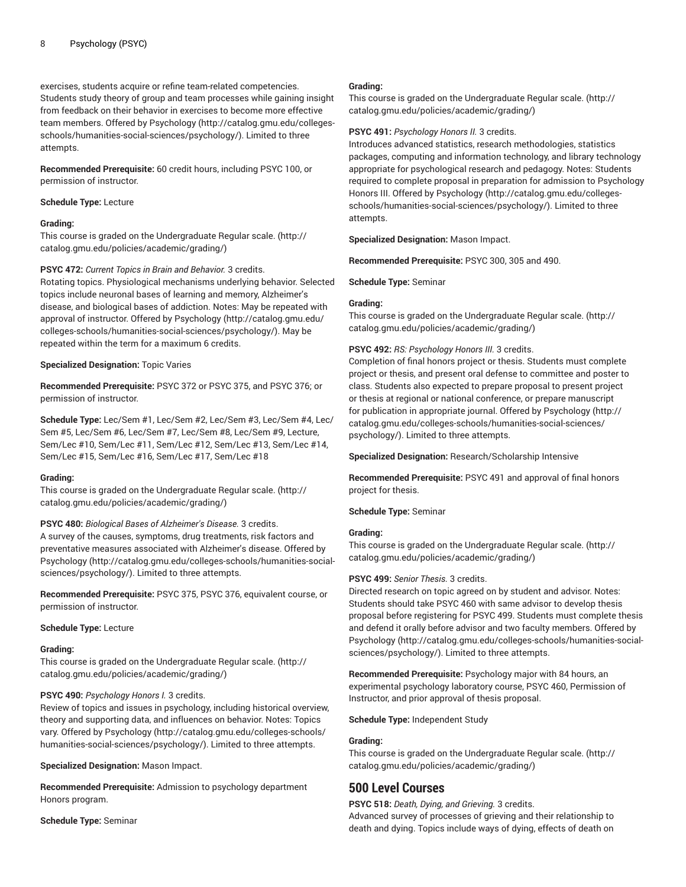exercises, students acquire or refine team-related competencies. Students study theory of group and team processes while gaining insight from feedback on their behavior in exercises to become more effective team members. Offered by Psychology (http://catalog.gmu.edu/colleges-schools/humanities-social-sciences/psychology/). Limited to three attempts.

**Recommended Prerequisite:** 60 credit hours, including PSYC 100, or permission of instructor.

**Schedule Type:** Lecture

**Grading:**
This course is graded on the Undergraduate Regular scale. (http://catalog.gmu.edu/policies/academic/grading/)

**PSYC 472:** *Current Topics in Brain and Behavior.* 3 credits.
Rotating topics. Physiological mechanisms underlying behavior. Selected topics include neuronal bases of learning and memory, Alzheimer's disease, and biological bases of addiction. Notes: May be repeated with approval of instructor. Offered by Psychology (http://catalog.gmu.edu/colleges-schools/humanities-social-sciences/psychology/). May be repeated within the term for a maximum 6 credits.

**Specialized Designation:** Topic Varies

**Recommended Prerequisite:** PSYC 372 or PSYC 375, and PSYC 376; or permission of instructor.

**Schedule Type:** Lec/Sem #1, Lec/Sem #2, Lec/Sem #3, Lec/Sem #4, Lec/Sem #5, Lec/Sem #6, Lec/Sem #7, Lec/Sem #8, Lec/Sem #9, Lecture, Sem/Lec #10, Sem/Lec #11, Sem/Lec #12, Sem/Lec #13, Sem/Lec #14, Sem/Lec #15, Sem/Lec #16, Sem/Lec #17, Sem/Lec #18

**Grading:**
This course is graded on the Undergraduate Regular scale. (http://catalog.gmu.edu/policies/academic/grading/)

**PSYC 480:** *Biological Bases of Alzheimer's Disease.* 3 credits.
A survey of the causes, symptoms, drug treatments, risk factors and preventative measures associated with Alzheimer's disease. Offered by Psychology (http://catalog.gmu.edu/colleges-schools/humanities-social-sciences/psychology/). Limited to three attempts.

**Recommended Prerequisite:** PSYC 375, PSYC 376, equivalent course, or permission of instructor.

**Schedule Type:** Lecture

**Grading:**
This course is graded on the Undergraduate Regular scale. (http://catalog.gmu.edu/policies/academic/grading/)

**PSYC 490:** *Psychology Honors I.* 3 credits.
Review of topics and issues in psychology, including historical overview, theory and supporting data, and influences on behavior. Notes: Topics vary. Offered by Psychology (http://catalog.gmu.edu/colleges-schools/humanities-social-sciences/psychology/). Limited to three attempts.

**Specialized Designation:** Mason Impact.

**Recommended Prerequisite:** Admission to psychology department Honors program.

**Schedule Type:** Seminar

**Grading:**
This course is graded on the Undergraduate Regular scale. (http://catalog.gmu.edu/policies/academic/grading/)

**PSYC 491:** *Psychology Honors II.* 3 credits.
Introduces advanced statistics, research methodologies, statistics packages, computing and information technology, and library technology appropriate for psychological research and pedagogy. Notes: Students required to complete proposal in preparation for admission to Psychology Honors III. Offered by Psychology (http://catalog.gmu.edu/colleges-schools/humanities-social-sciences/psychology/). Limited to three attempts.

**Specialized Designation:** Mason Impact.

**Recommended Prerequisite:** PSYC 300, 305 and 490.

**Schedule Type:** Seminar

**Grading:**
This course is graded on the Undergraduate Regular scale. (http://catalog.gmu.edu/policies/academic/grading/)

**PSYC 492:** *RS: Psychology Honors III.* 3 credits.
Completion of final honors project or thesis. Students must complete project or thesis, and present oral defense to committee and poster to class. Students also expected to prepare proposal to present project or thesis at regional or national conference, or prepare manuscript for publication in appropriate journal. Offered by Psychology (http://catalog.gmu.edu/colleges-schools/humanities-social-sciences/psychology/). Limited to three attempts.

**Specialized Designation:** Research/Scholarship Intensive

**Recommended Prerequisite:** PSYC 491 and approval of final honors project for thesis.

**Schedule Type:** Seminar

**Grading:**
This course is graded on the Undergraduate Regular scale. (http://catalog.gmu.edu/policies/academic/grading/)

**PSYC 499:** *Senior Thesis.* 3 credits.
Directed research on topic agreed on by student and advisor. Notes: Students should take PSYC 460 with same advisor to develop thesis proposal before registering for PSYC 499. Students must complete thesis and defend it orally before advisor and two faculty members. Offered by Psychology (http://catalog.gmu.edu/colleges-schools/humanities-social-sciences/psychology/). Limited to three attempts.

**Recommended Prerequisite:** Psychology major with 84 hours, an experimental psychology laboratory course, PSYC 460, Permission of Instructor, and prior approval of thesis proposal.

**Schedule Type:** Independent Study

**Grading:**
This course is graded on the Undergraduate Regular scale. (http://catalog.gmu.edu/policies/academic/grading/)

## 500 Level Courses

**PSYC 518:** *Death, Dying, and Grieving.* 3 credits.
Advanced survey of processes of grieving and their relationship to death and dying. Topics include ways of dying, effects of death on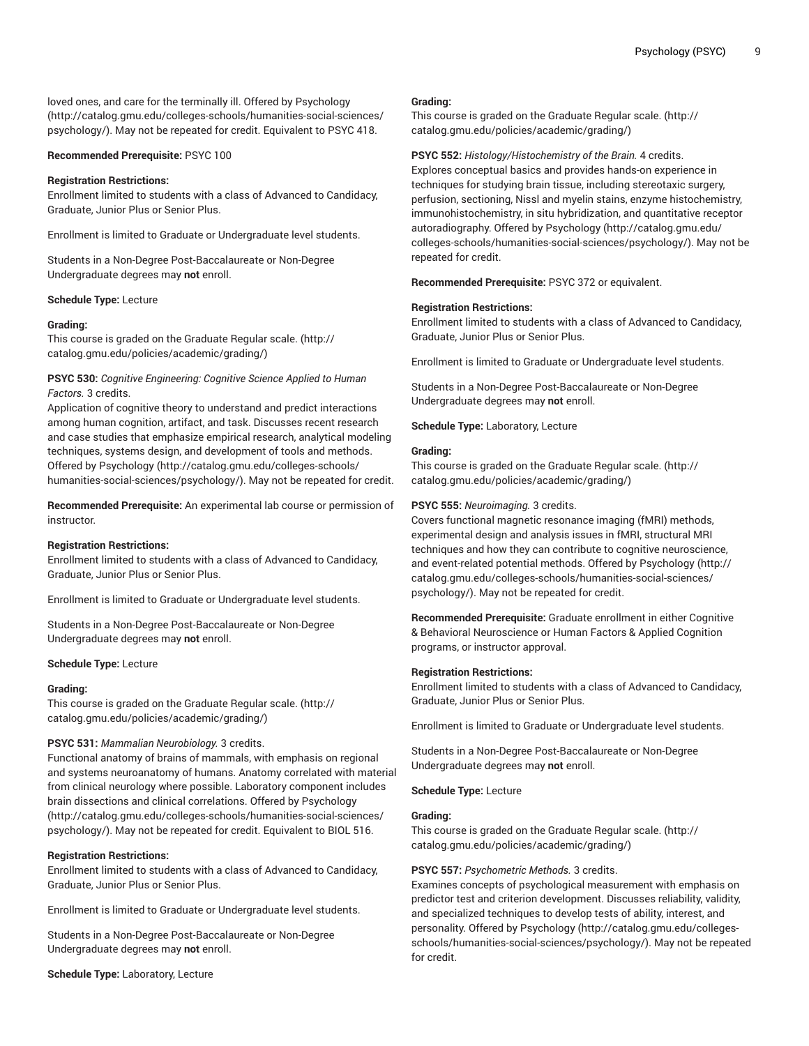loved ones, and care for the terminally ill. Offered by Psychology (http://catalog.gmu.edu/colleges-schools/humanities-social-sciences/psychology/). May not be repeated for credit. Equivalent to PSYC 418.

**Recommended Prerequisite:** PSYC 100

**Registration Restrictions:**
Enrollment limited to students with a class of Advanced to Candidacy, Graduate, Junior Plus or Senior Plus.

Enrollment is limited to Graduate or Undergraduate level students.

Students in a Non-Degree Post-Baccalaureate or Non-Degree Undergraduate degrees may **not** enroll.

**Schedule Type:** Lecture

**Grading:**
This course is graded on the Graduate Regular scale. (http://catalog.gmu.edu/policies/academic/grading/)

**PSYC 530:** *Cognitive Engineering: Cognitive Science Applied to Human Factors.* 3 credits.
Application of cognitive theory to understand and predict interactions among human cognition, artifact, and task. Discusses recent research and case studies that emphasize empirical research, analytical modeling techniques, systems design, and development of tools and methods. Offered by Psychology (http://catalog.gmu.edu/colleges-schools/humanities-social-sciences/psychology/). May not be repeated for credit.

**Recommended Prerequisite:** An experimental lab course or permission of instructor.

**Registration Restrictions:**
Enrollment limited to students with a class of Advanced to Candidacy, Graduate, Junior Plus or Senior Plus.

Enrollment is limited to Graduate or Undergraduate level students.

Students in a Non-Degree Post-Baccalaureate or Non-Degree Undergraduate degrees may **not** enroll.

**Schedule Type:** Lecture

**Grading:**
This course is graded on the Graduate Regular scale. (http://catalog.gmu.edu/policies/academic/grading/)

**PSYC 531:** *Mammalian Neurobiology.* 3 credits.
Functional anatomy of brains of mammals, with emphasis on regional and systems neuroanatomy of humans. Anatomy correlated with material from clinical neurology where possible. Laboratory component includes brain dissections and clinical correlations. Offered by Psychology (http://catalog.gmu.edu/colleges-schools/humanities-social-sciences/psychology/). May not be repeated for credit. Equivalent to BIOL 516.

**Registration Restrictions:**
Enrollment limited to students with a class of Advanced to Candidacy, Graduate, Junior Plus or Senior Plus.

Enrollment is limited to Graduate or Undergraduate level students.

Students in a Non-Degree Post-Baccalaureate or Non-Degree Undergraduate degrees may **not** enroll.

**Schedule Type:** Laboratory, Lecture

**Grading:**
This course is graded on the Graduate Regular scale. (http://catalog.gmu.edu/policies/academic/grading/)

**PSYC 552:** *Histology/Histochemistry of the Brain.* 4 credits.
Explores conceptual basics and provides hands-on experience in techniques for studying brain tissue, including stereotaxic surgery, perfusion, sectioning, Nissl and myelin stains, enzyme histochemistry, immunohistochemistry, in situ hybridization, and quantitative receptor autoradiography. Offered by Psychology (http://catalog.gmu.edu/colleges-schools/humanities-social-sciences/psychology/). May not be repeated for credit.

**Recommended Prerequisite:** PSYC 372 or equivalent.

**Registration Restrictions:**
Enrollment limited to students with a class of Advanced to Candidacy, Graduate, Junior Plus or Senior Plus.

Enrollment is limited to Graduate or Undergraduate level students.

Students in a Non-Degree Post-Baccalaureate or Non-Degree Undergraduate degrees may **not** enroll.

**Schedule Type:** Laboratory, Lecture

**Grading:**
This course is graded on the Graduate Regular scale. (http://catalog.gmu.edu/policies/academic/grading/)

**PSYC 555:** *Neuroimaging.* 3 credits.
Covers functional magnetic resonance imaging (fMRI) methods, experimental design and analysis issues in fMRI, structural MRI techniques and how they can contribute to cognitive neuroscience, and event-related potential methods. Offered by Psychology (http://catalog.gmu.edu/colleges-schools/humanities-social-sciences/psychology/). May not be repeated for credit.

**Recommended Prerequisite:** Graduate enrollment in either Cognitive & Behavioral Neuroscience or Human Factors & Applied Cognition programs, or instructor approval.

**Registration Restrictions:**
Enrollment limited to students with a class of Advanced to Candidacy, Graduate, Junior Plus or Senior Plus.

Enrollment is limited to Graduate or Undergraduate level students.

Students in a Non-Degree Post-Baccalaureate or Non-Degree Undergraduate degrees may **not** enroll.

**Schedule Type:** Lecture

**Grading:**
This course is graded on the Graduate Regular scale. (http://catalog.gmu.edu/policies/academic/grading/)

**PSYC 557:** *Psychometric Methods.* 3 credits.
Examines concepts of psychological measurement with emphasis on predictor test and criterion development. Discusses reliability, validity, and specialized techniques to develop tests of ability, interest, and personality. Offered by Psychology (http://catalog.gmu.edu/colleges-schools/humanities-social-sciences/psychology/). May not be repeated for credit.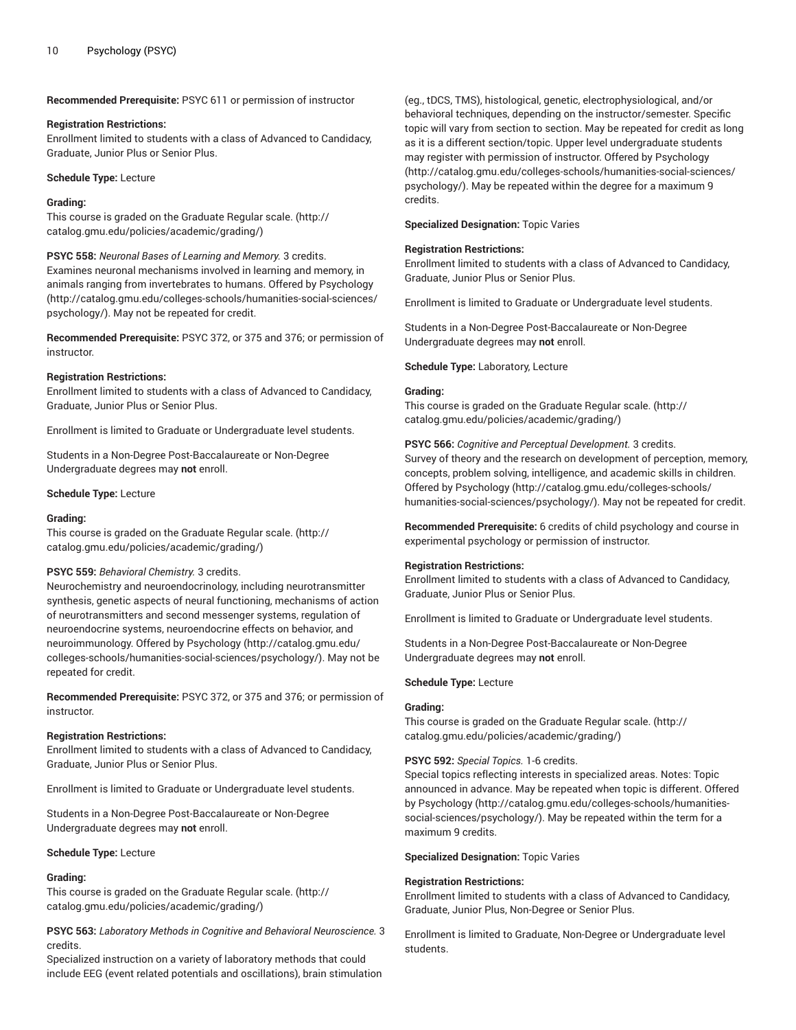**Recommended Prerequisite:** PSYC 611 or permission of instructor

**Registration Restrictions:**
Enrollment limited to students with a class of Advanced to Candidacy, Graduate, Junior Plus or Senior Plus.

**Schedule Type:** Lecture

**Grading:**
This course is graded on the Graduate Regular scale. (http://catalog.gmu.edu/policies/academic/grading/)

**PSYC 558:** *Neuronal Bases of Learning and Memory.* 3 credits.
Examines neuronal mechanisms involved in learning and memory, in animals ranging from invertebrates to humans. Offered by Psychology (http://catalog.gmu.edu/colleges-schools/humanities-social-sciences/psychology/). May not be repeated for credit.

**Recommended Prerequisite:** PSYC 372, or 375 and 376; or permission of instructor.

**Registration Restrictions:**
Enrollment limited to students with a class of Advanced to Candidacy, Graduate, Junior Plus or Senior Plus.

Enrollment is limited to Graduate or Undergraduate level students.

Students in a Non-Degree Post-Baccalaureate or Non-Degree Undergraduate degrees may **not** enroll.

**Schedule Type:** Lecture

**Grading:**
This course is graded on the Graduate Regular scale. (http://catalog.gmu.edu/policies/academic/grading/)

**PSYC 559:** *Behavioral Chemistry.* 3 credits.
Neurochemistry and neuroendocrinology, including neurotransmitter synthesis, genetic aspects of neural functioning, mechanisms of action of neurotransmitters and second messenger systems, regulation of neuroendocrine systems, neuroendocrine effects on behavior, and neuroimmunology. Offered by Psychology (http://catalog.gmu.edu/colleges-schools/humanities-social-sciences/psychology/). May not be repeated for credit.

**Recommended Prerequisite:** PSYC 372, or 375 and 376; or permission of instructor.

**Registration Restrictions:**
Enrollment limited to students with a class of Advanced to Candidacy, Graduate, Junior Plus or Senior Plus.

Enrollment is limited to Graduate or Undergraduate level students.

Students in a Non-Degree Post-Baccalaureate or Non-Degree Undergraduate degrees may **not** enroll.

**Schedule Type:** Lecture

**Grading:**
This course is graded on the Graduate Regular scale. (http://catalog.gmu.edu/policies/academic/grading/)

**PSYC 563:** *Laboratory Methods in Cognitive and Behavioral Neuroscience.* 3 credits.
Specialized instruction on a variety of laboratory methods that could include EEG (event related potentials and oscillations), brain stimulation (eg., tDCS, TMS), histological, genetic, electrophysiological, and/or behavioral techniques, depending on the instructor/semester. Specific topic will vary from section to section. May be repeated for credit as long as it is a different section/topic. Upper level undergraduate students may register with permission of instructor. Offered by Psychology (http://catalog.gmu.edu/colleges-schools/humanities-social-sciences/psychology/). May be repeated within the degree for a maximum 9 credits.

**Specialized Designation:** Topic Varies

**Registration Restrictions:**
Enrollment limited to students with a class of Advanced to Candidacy, Graduate, Junior Plus or Senior Plus.

Enrollment is limited to Graduate or Undergraduate level students.

Students in a Non-Degree Post-Baccalaureate or Non-Degree Undergraduate degrees may **not** enroll.

**Schedule Type:** Laboratory, Lecture

**Grading:**
This course is graded on the Graduate Regular scale. (http://catalog.gmu.edu/policies/academic/grading/)

**PSYC 566:** *Cognitive and Perceptual Development.* 3 credits.
Survey of theory and the research on development of perception, memory, concepts, problem solving, intelligence, and academic skills in children. Offered by Psychology (http://catalog.gmu.edu/colleges-schools/humanities-social-sciences/psychology/). May not be repeated for credit.

**Recommended Prerequisite:** 6 credits of child psychology and course in experimental psychology or permission of instructor.

**Registration Restrictions:**
Enrollment limited to students with a class of Advanced to Candidacy, Graduate, Junior Plus or Senior Plus.

Enrollment is limited to Graduate or Undergraduate level students.

Students in a Non-Degree Post-Baccalaureate or Non-Degree Undergraduate degrees may **not** enroll.

**Schedule Type:** Lecture

**Grading:**
This course is graded on the Graduate Regular scale. (http://catalog.gmu.edu/policies/academic/grading/)

**PSYC 592:** *Special Topics.* 1-6 credits.
Special topics reflecting interests in specialized areas. Notes: Topic announced in advance. May be repeated when topic is different. Offered by Psychology (http://catalog.gmu.edu/colleges-schools/humanities-social-sciences/psychology/). May be repeated within the term for a maximum 9 credits.

**Specialized Designation:** Topic Varies

**Registration Restrictions:**
Enrollment limited to students with a class of Advanced to Candidacy, Graduate, Junior Plus, Non-Degree or Senior Plus.

Enrollment is limited to Graduate, Non-Degree or Undergraduate level students.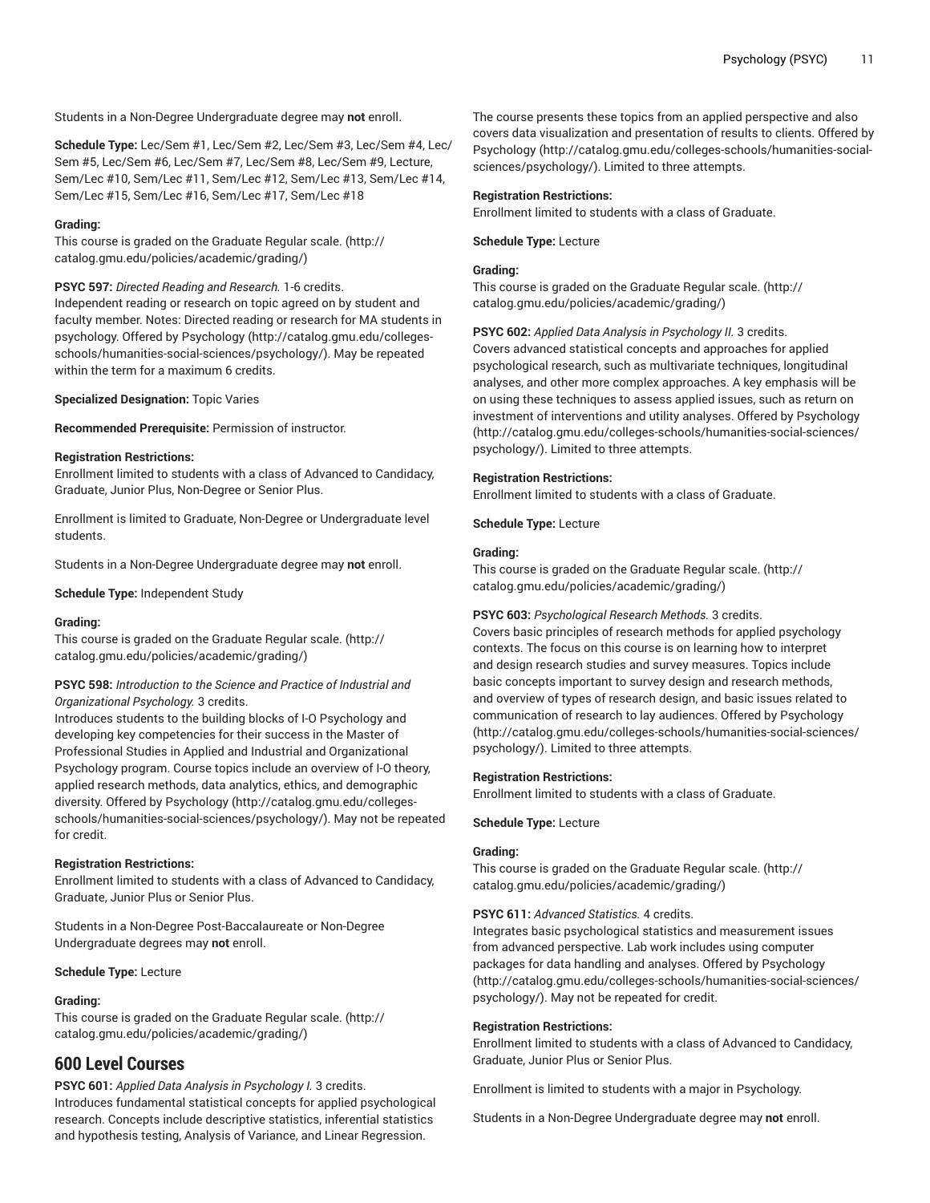Students in a Non-Degree Undergraduate degree may **not** enroll.

**Schedule Type:** Lec/Sem #1, Lec/Sem #2, Lec/Sem #3, Lec/Sem #4, Lec/Sem #5, Lec/Sem #6, Lec/Sem #7, Lec/Sem #8, Lec/Sem #9, Lecture, Sem/Lec #10, Sem/Lec #11, Sem/Lec #12, Sem/Lec #13, Sem/Lec #14, Sem/Lec #15, Sem/Lec #16, Sem/Lec #17, Sem/Lec #18

**Grading:**
This course is graded on the Graduate Regular scale. (http://catalog.gmu.edu/policies/academic/grading/)

**PSYC 597:** *Directed Reading and Research.* 1-6 credits.
Independent reading or research on topic agreed on by student and faculty member. Notes: Directed reading or research for MA students in psychology. Offered by Psychology (http://catalog.gmu.edu/colleges-schools/humanities-social-sciences/psychology/). May be repeated within the term for a maximum 6 credits.

**Specialized Designation:** Topic Varies

**Recommended Prerequisite:** Permission of instructor.

**Registration Restrictions:**
Enrollment limited to students with a class of Advanced to Candidacy, Graduate, Junior Plus, Non-Degree or Senior Plus.

Enrollment is limited to Graduate, Non-Degree or Undergraduate level students.

Students in a Non-Degree Undergraduate degree may **not** enroll.

**Schedule Type:** Independent Study

**Grading:**
This course is graded on the Graduate Regular scale. (http://catalog.gmu.edu/policies/academic/grading/)

**PSYC 598:** *Introduction to the Science and Practice of Industrial and Organizational Psychology.* 3 credits.
Introduces students to the building blocks of I-O Psychology and developing key competencies for their success in the Master of Professional Studies in Applied and Industrial and Organizational Psychology program. Course topics include an overview of I-O theory, applied research methods, data analytics, ethics, and demographic diversity. Offered by Psychology (http://catalog.gmu.edu/colleges-schools/humanities-social-sciences/psychology/). May not be repeated for credit.

**Registration Restrictions:**
Enrollment limited to students with a class of Advanced to Candidacy, Graduate, Junior Plus or Senior Plus.

Students in a Non-Degree Post-Baccalaureate or Non-Degree Undergraduate degrees may **not** enroll.

**Schedule Type:** Lecture

**Grading:**
This course is graded on the Graduate Regular scale. (http://catalog.gmu.edu/policies/academic/grading/)

## 600 Level Courses

**PSYC 601:** *Applied Data Analysis in Psychology I.* 3 credits.
Introduces fundamental statistical concepts for applied psychological research. Concepts include descriptive statistics, inferential statistics and hypothesis testing, Analysis of Variance, and Linear Regression. The course presents these topics from an applied perspective and also covers data visualization and presentation of results to clients. Offered by Psychology (http://catalog.gmu.edu/colleges-schools/humanities-social-sciences/psychology/). Limited to three attempts.

**Registration Restrictions:**
Enrollment limited to students with a class of Graduate.

**Schedule Type:** Lecture

**Grading:**
This course is graded on the Graduate Regular scale. (http://catalog.gmu.edu/policies/academic/grading/)

**PSYC 602:** *Applied Data Analysis in Psychology II.* 3 credits.
Covers advanced statistical concepts and approaches for applied psychological research, such as multivariate techniques, longitudinal analyses, and other more complex approaches. A key emphasis will be on using these techniques to assess applied issues, such as return on investment of interventions and utility analyses. Offered by Psychology (http://catalog.gmu.edu/colleges-schools/humanities-social-sciences/psychology/). Limited to three attempts.

**Registration Restrictions:**
Enrollment limited to students with a class of Graduate.

**Schedule Type:** Lecture

**Grading:**
This course is graded on the Graduate Regular scale. (http://catalog.gmu.edu/policies/academic/grading/)

**PSYC 603:** *Psychological Research Methods.* 3 credits.
Covers basic principles of research methods for applied psychology contexts. The focus on this course is on learning how to interpret and design research studies and survey measures. Topics include basic concepts important to survey design and research methods, and overview of types of research design, and basic issues related to communication of research to lay audiences. Offered by Psychology (http://catalog.gmu.edu/colleges-schools/humanities-social-sciences/psychology/). Limited to three attempts.

**Registration Restrictions:**
Enrollment limited to students with a class of Graduate.

**Schedule Type:** Lecture

**Grading:**
This course is graded on the Graduate Regular scale. (http://catalog.gmu.edu/policies/academic/grading/)

**PSYC 611:** *Advanced Statistics.* 4 credits.
Integrates basic psychological statistics and measurement issues from advanced perspective. Lab work includes using computer packages for data handling and analyses. Offered by Psychology (http://catalog.gmu.edu/colleges-schools/humanities-social-sciences/psychology/). May not be repeated for credit.

**Registration Restrictions:**
Enrollment limited to students with a class of Advanced to Candidacy, Graduate, Junior Plus or Senior Plus.

Enrollment is limited to students with a major in Psychology.

Students in a Non-Degree Undergraduate degree may **not** enroll.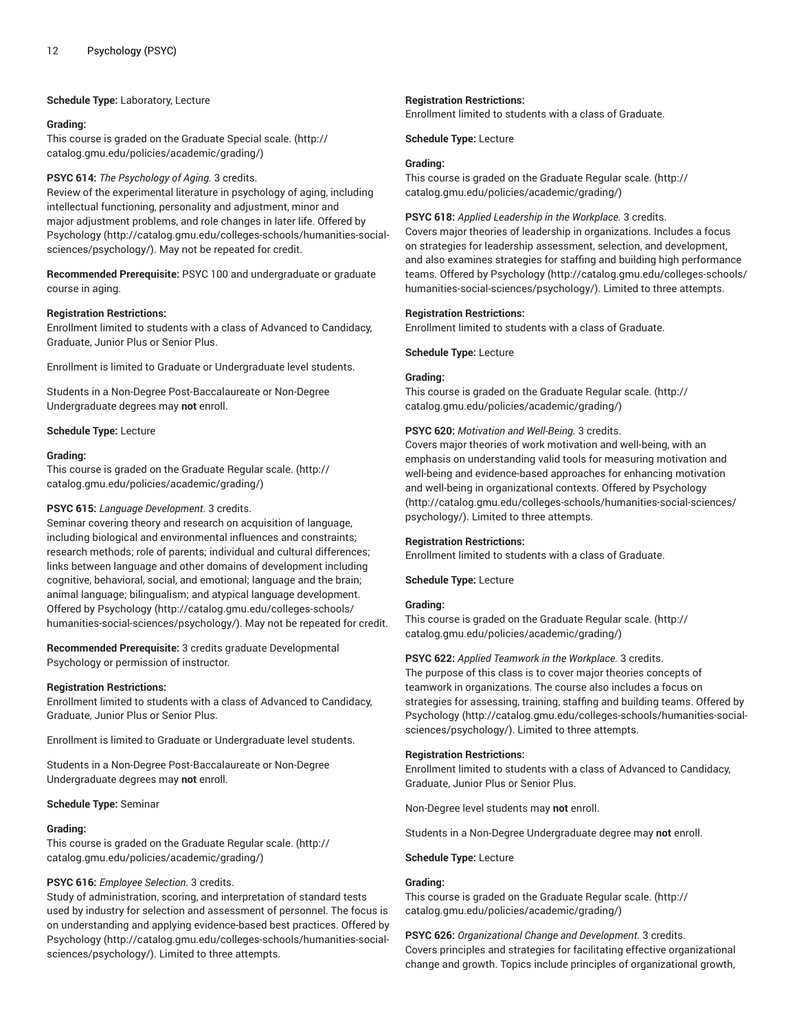**Schedule Type:** Laboratory, Lecture

**Grading:**
This course is graded on the Graduate Special scale. (http://catalog.gmu.edu/policies/academic/grading/)

**PSYC 614:** *The Psychology of Aging.* 3 credits.
Review of the experimental literature in psychology of aging, including intellectual functioning, personality and adjustment, minor and major adjustment problems, and role changes in later life. Offered by Psychology (http://catalog.gmu.edu/colleges-schools/humanities-social-sciences/psychology/). May not be repeated for credit.

**Recommended Prerequisite:** PSYC 100 and undergraduate or graduate course in aging.

**Registration Restrictions:**
Enrollment limited to students with a class of Advanced to Candidacy, Graduate, Junior Plus or Senior Plus.

Enrollment is limited to Graduate or Undergraduate level students.

Students in a Non-Degree Post-Baccalaureate or Non-Degree Undergraduate degrees may **not** enroll.

**Schedule Type:** Lecture

**Grading:**
This course is graded on the Graduate Regular scale. (http://catalog.gmu.edu/policies/academic/grading/)

**PSYC 615:** *Language Development.* 3 credits.
Seminar covering theory and research on acquisition of language, including biological and environmental influences and constraints; research methods; role of parents; individual and cultural differences; links between language and other domains of development including cognitive, behavioral, social, and emotional; language and the brain; animal language; bilingualism; and atypical language development. Offered by Psychology (http://catalog.gmu.edu/colleges-schools/humanities-social-sciences/psychology/). May not be repeated for credit.

**Recommended Prerequisite:** 3 credits graduate Developmental Psychology or permission of instructor.

**Registration Restrictions:**
Enrollment limited to students with a class of Advanced to Candidacy, Graduate, Junior Plus or Senior Plus.

Enrollment is limited to Graduate or Undergraduate level students.

Students in a Non-Degree Post-Baccalaureate or Non-Degree Undergraduate degrees may **not** enroll.

**Schedule Type:** Seminar

**Grading:**
This course is graded on the Graduate Regular scale. (http://catalog.gmu.edu/policies/academic/grading/)

**PSYC 616:** *Employee Selection.* 3 credits.
Study of administration, scoring, and interpretation of standard tests used by industry for selection and assessment of personnel. The focus is on understanding and applying evidence-based best practices. Offered by Psychology (http://catalog.gmu.edu/colleges-schools/humanities-social-sciences/psychology/). Limited to three attempts.

**Registration Restrictions:**
Enrollment limited to students with a class of Graduate.

**Schedule Type:** Lecture

**Grading:**
This course is graded on the Graduate Regular scale. (http://catalog.gmu.edu/policies/academic/grading/)

**PSYC 618:** *Applied Leadership in the Workplace.* 3 credits.
Covers major theories of leadership in organizations. Includes a focus on strategies for leadership assessment, selection, and development, and also examines strategies for staffing and building high performance teams. Offered by Psychology (http://catalog.gmu.edu/colleges-schools/humanities-social-sciences/psychology/). Limited to three attempts.

**Registration Restrictions:**
Enrollment limited to students with a class of Graduate.

**Schedule Type:** Lecture

**Grading:**
This course is graded on the Graduate Regular scale. (http://catalog.gmu.edu/policies/academic/grading/)

**PSYC 620:** *Motivation and Well-Being.* 3 credits.
Covers major theories of work motivation and well-being, with an emphasis on understanding valid tools for measuring motivation and well-being and evidence-based approaches for enhancing motivation and well-being in organizational contexts. Offered by Psychology (http://catalog.gmu.edu/colleges-schools/humanities-social-sciences/psychology/). Limited to three attempts.

**Registration Restrictions:**
Enrollment limited to students with a class of Graduate.

**Schedule Type:** Lecture

**Grading:**
This course is graded on the Graduate Regular scale. (http://catalog.gmu.edu/policies/academic/grading/)

**PSYC 622:** *Applied Teamwork in the Workplace.* 3 credits.
The purpose of this class is to cover major theories concepts of teamwork in organizations. The course also includes a focus on strategies for assessing, training, staffing and building teams. Offered by Psychology (http://catalog.gmu.edu/colleges-schools/humanities-social-sciences/psychology/). Limited to three attempts.

**Registration Restrictions:**
Enrollment limited to students with a class of Advanced to Candidacy, Graduate, Junior Plus or Senior Plus.

Non-Degree level students may **not** enroll.

Students in a Non-Degree Undergraduate degree may **not** enroll.

**Schedule Type:** Lecture

**Grading:**
This course is graded on the Graduate Regular scale. (http://catalog.gmu.edu/policies/academic/grading/)

**PSYC 626:** *Organizational Change and Development.* 3 credits.
Covers principles and strategies for facilitating effective organizational change and growth. Topics include principles of organizational growth,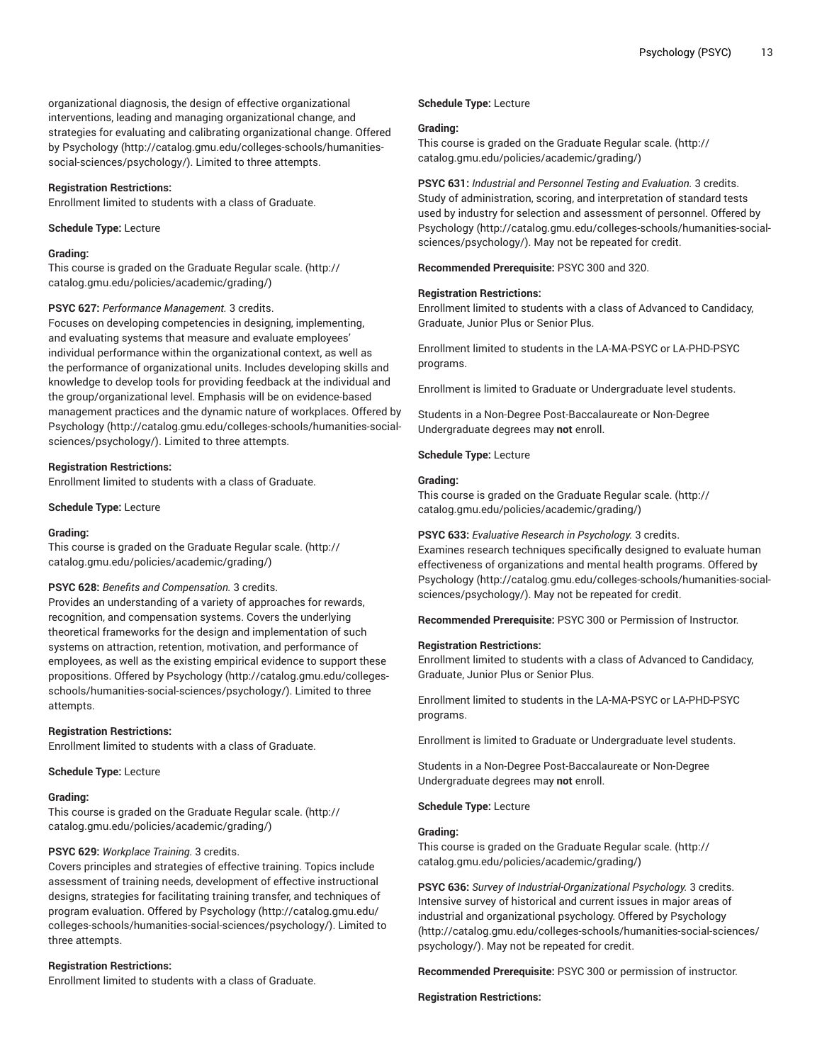organizational diagnosis, the design of effective organizational interventions, leading and managing organizational change, and strategies for evaluating and calibrating organizational change. Offered by Psychology (http://catalog.gmu.edu/colleges-schools/humanities-social-sciences/psychology/). Limited to three attempts.

**Registration Restrictions:**

Enrollment limited to students with a class of Graduate.

**Schedule Type:** Lecture

**Grading:**

This course is graded on the Graduate Regular scale. (http://catalog.gmu.edu/policies/academic/grading/)

**PSYC 627:** *Performance Management.* 3 credits.
Focuses on developing competencies in designing, implementing, and evaluating systems that measure and evaluate employees' individual performance within the organizational context, as well as the performance of organizational units. Includes developing skills and knowledge to develop tools for providing feedback at the individual and the group/organizational level. Emphasis will be on evidence-based management practices and the dynamic nature of workplaces. Offered by Psychology (http://catalog.gmu.edu/colleges-schools/humanities-social-sciences/psychology/). Limited to three attempts.

**Registration Restrictions:**

Enrollment limited to students with a class of Graduate.

**Schedule Type:** Lecture

**Grading:**

This course is graded on the Graduate Regular scale. (http://catalog.gmu.edu/policies/academic/grading/)

**PSYC 628:** *Benefits and Compensation.* 3 credits.
Provides an understanding of a variety of approaches for rewards, recognition, and compensation systems. Covers the underlying theoretical frameworks for the design and implementation of such systems on attraction, retention, motivation, and performance of employees, as well as the existing empirical evidence to support these propositions. Offered by Psychology (http://catalog.gmu.edu/colleges-schools/humanities-social-sciences/psychology/). Limited to three attempts.

**Registration Restrictions:**

Enrollment limited to students with a class of Graduate.

**Schedule Type:** Lecture

**Grading:**

This course is graded on the Graduate Regular scale. (http://catalog.gmu.edu/policies/academic/grading/)

**PSYC 629:** *Workplace Training.* 3 credits.
Covers principles and strategies of effective training. Topics include assessment of training needs, development of effective instructional designs, strategies for facilitating training transfer, and techniques of program evaluation. Offered by Psychology (http://catalog.gmu.edu/colleges-schools/humanities-social-sciences/psychology/). Limited to three attempts.

**Registration Restrictions:**

Enrollment limited to students with a class of Graduate.

**Schedule Type:** Lecture

**Grading:**

This course is graded on the Graduate Regular scale. (http://catalog.gmu.edu/policies/academic/grading/)

**PSYC 631:** *Industrial and Personnel Testing and Evaluation.* 3 credits.
Study of administration, scoring, and interpretation of standard tests used by industry for selection and assessment of personnel. Offered by Psychology (http://catalog.gmu.edu/colleges-schools/humanities-social-sciences/psychology/). May not be repeated for credit.

**Recommended Prerequisite:** PSYC 300 and 320.

**Registration Restrictions:**

Enrollment limited to students with a class of Advanced to Candidacy, Graduate, Junior Plus or Senior Plus.

Enrollment limited to students in the LA-MA-PSYC or LA-PHD-PSYC programs.

Enrollment is limited to Graduate or Undergraduate level students.

Students in a Non-Degree Post-Baccalaureate or Non-Degree Undergraduate degrees may **not** enroll.

**Schedule Type:** Lecture

**Grading:**

This course is graded on the Graduate Regular scale. (http://catalog.gmu.edu/policies/academic/grading/)

**PSYC 633:** *Evaluative Research in Psychology.* 3 credits.
Examines research techniques specifically designed to evaluate human effectiveness of organizations and mental health programs. Offered by Psychology (http://catalog.gmu.edu/colleges-schools/humanities-social-sciences/psychology/). May not be repeated for credit.

**Recommended Prerequisite:** PSYC 300 or Permission of Instructor.

**Registration Restrictions:**

Enrollment limited to students with a class of Advanced to Candidacy, Graduate, Junior Plus or Senior Plus.

Enrollment limited to students in the LA-MA-PSYC or LA-PHD-PSYC programs.

Enrollment is limited to Graduate or Undergraduate level students.

Students in a Non-Degree Post-Baccalaureate or Non-Degree Undergraduate degrees may **not** enroll.

**Schedule Type:** Lecture

**Grading:**

This course is graded on the Graduate Regular scale. (http://catalog.gmu.edu/policies/academic/grading/)

**PSYC 636:** *Survey of Industrial-Organizational Psychology.* 3 credits.
Intensive survey of historical and current issues in major areas of industrial and organizational psychology. Offered by Psychology (http://catalog.gmu.edu/colleges-schools/humanities-social-sciences/psychology/). May not be repeated for credit.

**Recommended Prerequisite:** PSYC 300 or permission of instructor.

**Registration Restrictions:**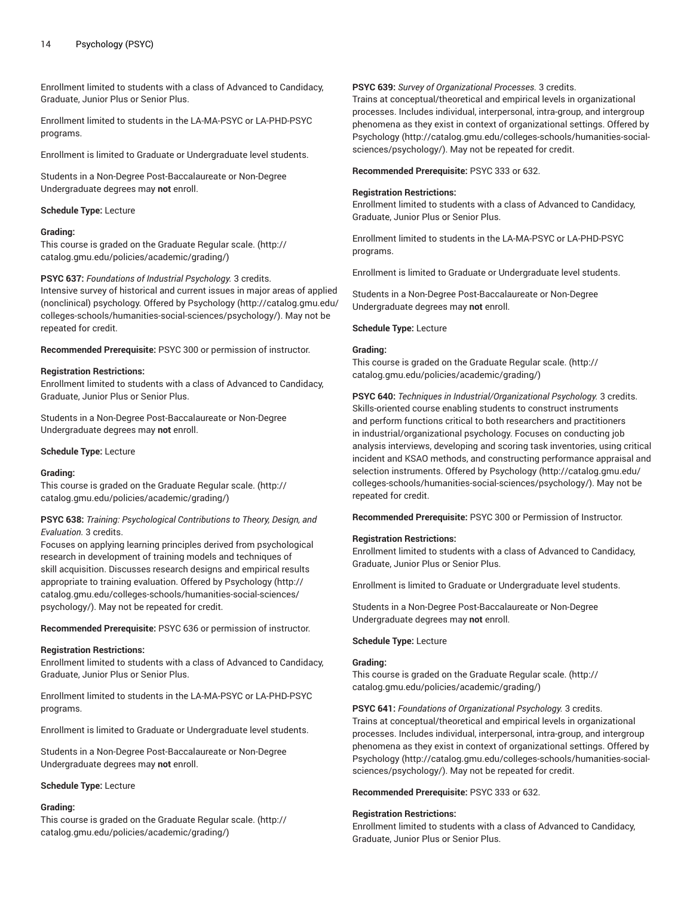Enrollment limited to students with a class of Advanced to Candidacy, Graduate, Junior Plus or Senior Plus.

Enrollment limited to students in the LA-MA-PSYC or LA-PHD-PSYC programs.

Enrollment is limited to Graduate or Undergraduate level students.

Students in a Non-Degree Post-Baccalaureate or Non-Degree Undergraduate degrees may **not** enroll.

**Schedule Type:** Lecture

**Grading:**
This course is graded on the Graduate Regular scale. (http://catalog.gmu.edu/policies/academic/grading/)

**PSYC 637:** *Foundations of Industrial Psychology.* 3 credits.
Intensive survey of historical and current issues in major areas of applied (nonclinical) psychology. Offered by Psychology (http://catalog.gmu.edu/colleges-schools/humanities-social-sciences/psychology/). May not be repeated for credit.

**Recommended Prerequisite:** PSYC 300 or permission of instructor.

**Registration Restrictions:**
Enrollment limited to students with a class of Advanced to Candidacy, Graduate, Junior Plus or Senior Plus.

Students in a Non-Degree Post-Baccalaureate or Non-Degree Undergraduate degrees may **not** enroll.

**Schedule Type:** Lecture

**Grading:**
This course is graded on the Graduate Regular scale. (http://catalog.gmu.edu/policies/academic/grading/)

**PSYC 638:** *Training: Psychological Contributions to Theory, Design, and Evaluation.* 3 credits.
Focuses on applying learning principles derived from psychological research in development of training models and techniques of skill acquisition. Discusses research designs and empirical results appropriate to training evaluation. Offered by Psychology (http://catalog.gmu.edu/colleges-schools/humanities-social-sciences/psychology/). May not be repeated for credit.

**Recommended Prerequisite:** PSYC 636 or permission of instructor.

**Registration Restrictions:**
Enrollment limited to students with a class of Advanced to Candidacy, Graduate, Junior Plus or Senior Plus.

Enrollment limited to students in the LA-MA-PSYC or LA-PHD-PSYC programs.

Enrollment is limited to Graduate or Undergraduate level students.

Students in a Non-Degree Post-Baccalaureate or Non-Degree Undergraduate degrees may **not** enroll.

**Schedule Type:** Lecture

**Grading:**
This course is graded on the Graduate Regular scale. (http://catalog.gmu.edu/policies/academic/grading/)

**PSYC 639:** *Survey of Organizational Processes.* 3 credits.
Trains at conceptual/theoretical and empirical levels in organizational processes. Includes individual, interpersonal, intra-group, and intergroup phenomena as they exist in context of organizational settings. Offered by Psychology (http://catalog.gmu.edu/colleges-schools/humanities-social-sciences/psychology/). May not be repeated for credit.

**Recommended Prerequisite:** PSYC 333 or 632.

**Registration Restrictions:**
Enrollment limited to students with a class of Advanced to Candidacy, Graduate, Junior Plus or Senior Plus.

Enrollment limited to students in the LA-MA-PSYC or LA-PHD-PSYC programs.

Enrollment is limited to Graduate or Undergraduate level students.

Students in a Non-Degree Post-Baccalaureate or Non-Degree Undergraduate degrees may **not** enroll.

**Schedule Type:** Lecture

**Grading:**
This course is graded on the Graduate Regular scale. (http://catalog.gmu.edu/policies/academic/grading/)

**PSYC 640:** *Techniques in Industrial/Organizational Psychology.* 3 credits.
Skills-oriented course enabling students to construct instruments and perform functions critical to both researchers and practitioners in industrial/organizational psychology. Focuses on conducting job analysis interviews, developing and scoring task inventories, using critical incident and KSAO methods, and constructing performance appraisal and selection instruments. Offered by Psychology (http://catalog.gmu.edu/colleges-schools/humanities-social-sciences/psychology/). May not be repeated for credit.

**Recommended Prerequisite:** PSYC 300 or Permission of Instructor.

**Registration Restrictions:**
Enrollment limited to students with a class of Advanced to Candidacy, Graduate, Junior Plus or Senior Plus.

Enrollment is limited to Graduate or Undergraduate level students.

Students in a Non-Degree Post-Baccalaureate or Non-Degree Undergraduate degrees may **not** enroll.

**Schedule Type:** Lecture

**Grading:**
This course is graded on the Graduate Regular scale. (http://catalog.gmu.edu/policies/academic/grading/)

**PSYC 641:** *Foundations of Organizational Psychology.* 3 credits.
Trains at conceptual/theoretical and empirical levels in organizational processes. Includes individual, interpersonal, intra-group, and intergroup phenomena as they exist in context of organizational settings. Offered by Psychology (http://catalog.gmu.edu/colleges-schools/humanities-social-sciences/psychology/). May not be repeated for credit.

**Recommended Prerequisite:** PSYC 333 or 632.

**Registration Restrictions:**
Enrollment limited to students with a class of Advanced to Candidacy, Graduate, Junior Plus or Senior Plus.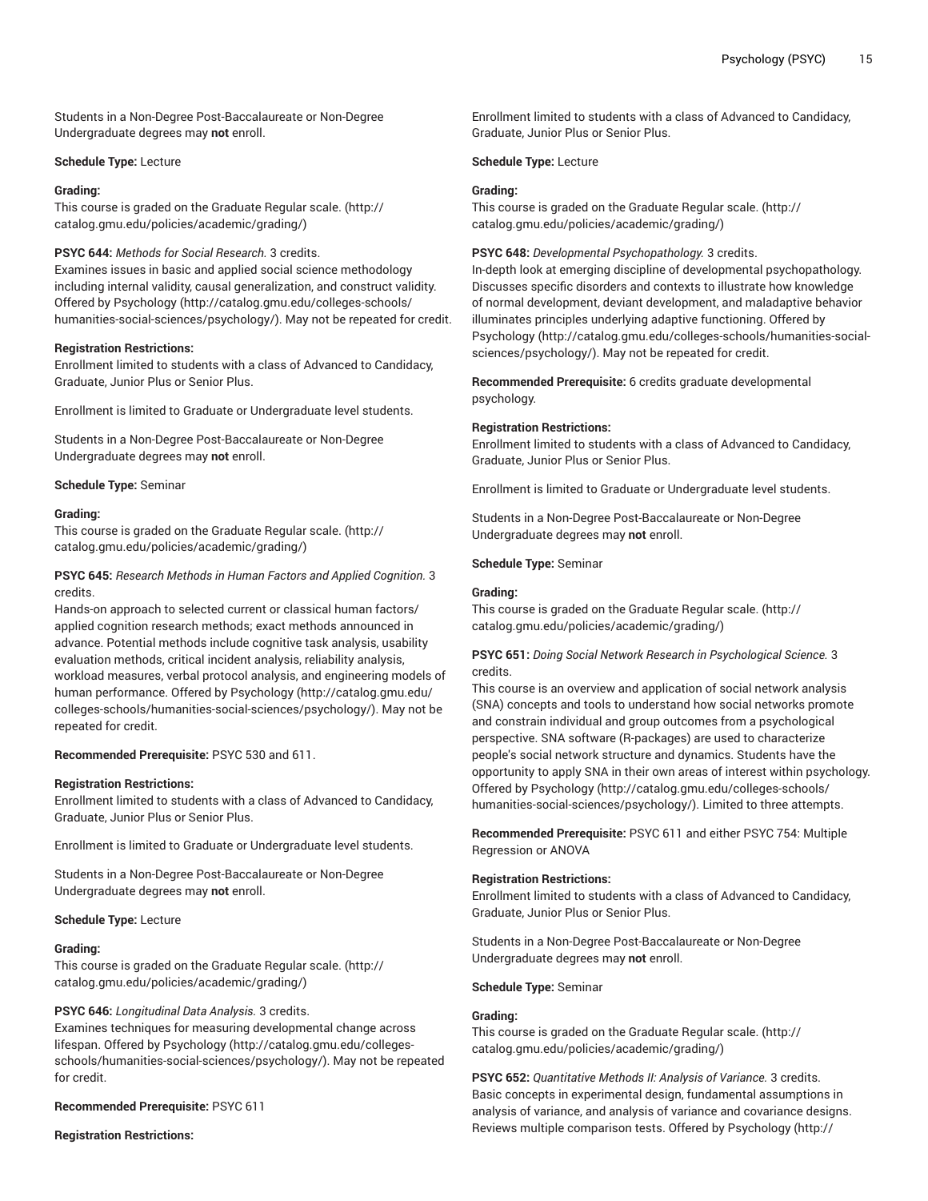Students in a Non-Degree Post-Baccalaureate or Non-Degree Undergraduate degrees may **not** enroll.

**Schedule Type:** Lecture

**Grading:**
This course is graded on the Graduate Regular scale. (http://catalog.gmu.edu/policies/academic/grading/)

**PSYC 644:** *Methods for Social Research.* 3 credits.
Examines issues in basic and applied social science methodology including internal validity, causal generalization, and construct validity. Offered by Psychology (http://catalog.gmu.edu/colleges-schools/humanities-social-sciences/psychology/). May not be repeated for credit.

**Registration Restrictions:**
Enrollment limited to students with a class of Advanced to Candidacy, Graduate, Junior Plus or Senior Plus.

Enrollment is limited to Graduate or Undergraduate level students.

Students in a Non-Degree Post-Baccalaureate or Non-Degree Undergraduate degrees may **not** enroll.

**Schedule Type:** Seminar

**Grading:**
This course is graded on the Graduate Regular scale. (http://catalog.gmu.edu/policies/academic/grading/)

**PSYC 645:** *Research Methods in Human Factors and Applied Cognition.* 3 credits.
Hands-on approach to selected current or classical human factors/applied cognition research methods; exact methods announced in advance. Potential methods include cognitive task analysis, usability evaluation methods, critical incident analysis, reliability analysis, workload measures, verbal protocol analysis, and engineering models of human performance. Offered by Psychology (http://catalog.gmu.edu/colleges-schools/humanities-social-sciences/psychology/). May not be repeated for credit.

**Recommended Prerequisite:** PSYC 530 and 611.

**Registration Restrictions:**
Enrollment limited to students with a class of Advanced to Candidacy, Graduate, Junior Plus or Senior Plus.

Enrollment is limited to Graduate or Undergraduate level students.

Students in a Non-Degree Post-Baccalaureate or Non-Degree Undergraduate degrees may **not** enroll.

**Schedule Type:** Lecture

**Grading:**
This course is graded on the Graduate Regular scale. (http://catalog.gmu.edu/policies/academic/grading/)

**PSYC 646:** *Longitudinal Data Analysis.* 3 credits.
Examines techniques for measuring developmental change across lifespan. Offered by Psychology (http://catalog.gmu.edu/colleges-schools/humanities-social-sciences/psychology/). May not be repeated for credit.

**Recommended Prerequisite:** PSYC 611

**Registration Restrictions:**
Enrollment limited to students with a class of Advanced to Candidacy, Graduate, Junior Plus or Senior Plus.

**Schedule Type:** Lecture

**Grading:**
This course is graded on the Graduate Regular scale. (http://catalog.gmu.edu/policies/academic/grading/)

**PSYC 648:** *Developmental Psychopathology.* 3 credits.
In-depth look at emerging discipline of developmental psychopathology. Discusses specific disorders and contexts to illustrate how knowledge of normal development, deviant development, and maladaptive behavior illuminates principles underlying adaptive functioning. Offered by Psychology (http://catalog.gmu.edu/colleges-schools/humanities-social-sciences/psychology/). May not be repeated for credit.

**Recommended Prerequisite:** 6 credits graduate developmental psychology.

**Registration Restrictions:**
Enrollment limited to students with a class of Advanced to Candidacy, Graduate, Junior Plus or Senior Plus.

Enrollment is limited to Graduate or Undergraduate level students.

Students in a Non-Degree Post-Baccalaureate or Non-Degree Undergraduate degrees may **not** enroll.

**Schedule Type:** Seminar

**Grading:**
This course is graded on the Graduate Regular scale. (http://catalog.gmu.edu/policies/academic/grading/)

**PSYC 651:** *Doing Social Network Research in Psychological Science.* 3 credits.
This course is an overview and application of social network analysis (SNA) concepts and tools to understand how social networks promote and constrain individual and group outcomes from a psychological perspective. SNA software (R-packages) are used to characterize people's social network structure and dynamics. Students have the opportunity to apply SNA in their own areas of interest within psychology. Offered by Psychology (http://catalog.gmu.edu/colleges-schools/humanities-social-sciences/psychology/). Limited to three attempts.

**Recommended Prerequisite:** PSYC 611 and either PSYC 754: Multiple Regression or ANOVA

**Registration Restrictions:**
Enrollment limited to students with a class of Advanced to Candidacy, Graduate, Junior Plus or Senior Plus.

Students in a Non-Degree Post-Baccalaureate or Non-Degree Undergraduate degrees may **not** enroll.

**Schedule Type:** Seminar

**Grading:**
This course is graded on the Graduate Regular scale. (http://catalog.gmu.edu/policies/academic/grading/)

**PSYC 652:** *Quantitative Methods II: Analysis of Variance.* 3 credits.
Basic concepts in experimental design, fundamental assumptions in analysis of variance, and analysis of variance and covariance designs. Reviews multiple comparison tests. Offered by Psychology (http://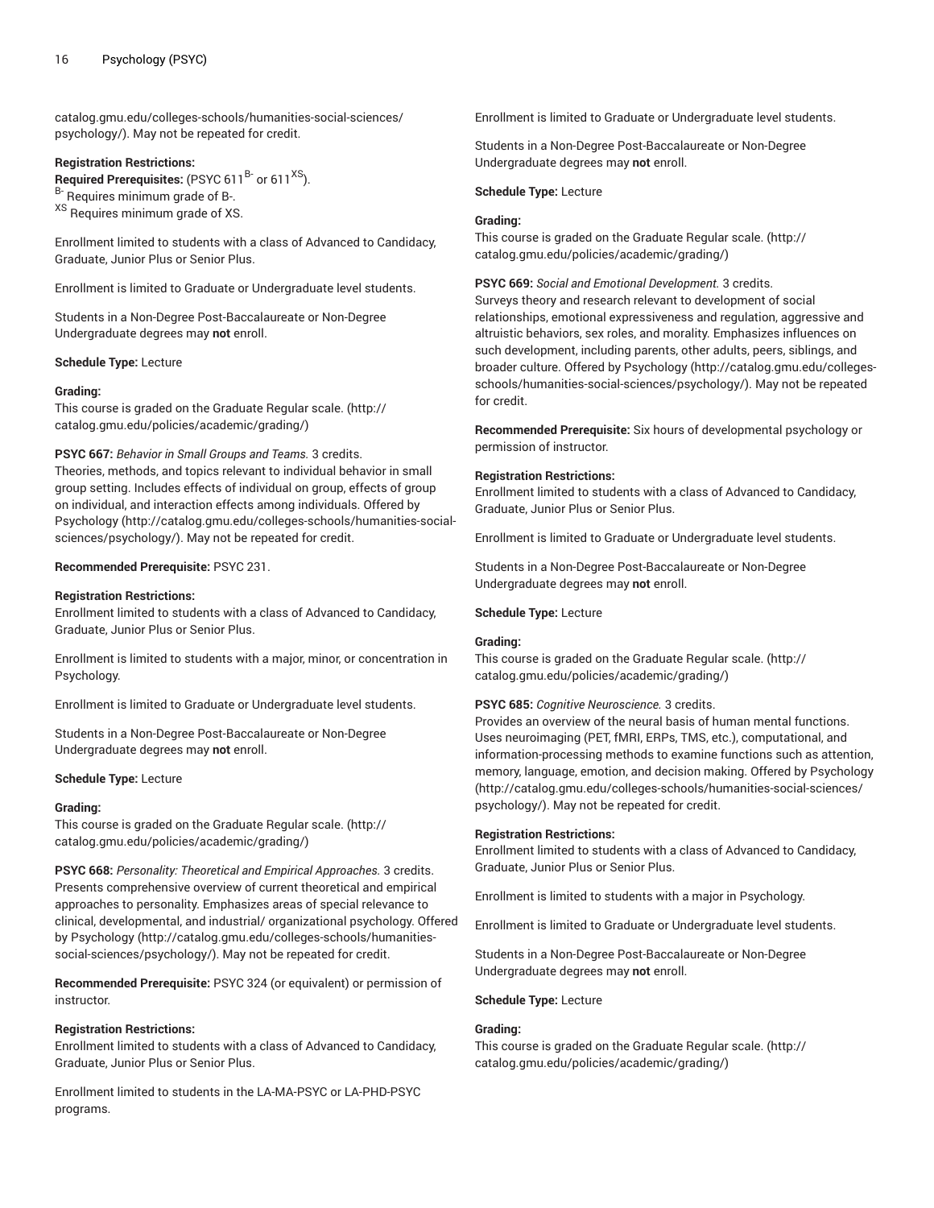catalog.gmu.edu/colleges-schools/humanities-social-sciences/psychology/). May not be repeated for credit.

**Registration Restrictions:**

**Required Prerequisites:** (PSYC 611[B-] or 611[XS]).

[B-] Requires minimum grade of B-.

[XS] Requires minimum grade of XS.

Enrollment limited to students with a class of Advanced to Candidacy, Graduate, Junior Plus or Senior Plus.

Enrollment is limited to Graduate or Undergraduate level students.

Students in a Non-Degree Post-Baccalaureate or Non-Degree Undergraduate degrees may **not** enroll.

**Schedule Type:** Lecture

**Grading:**

This course is graded on the Graduate Regular scale. (http://catalog.gmu.edu/policies/academic/grading/)

**PSYC 667:** *Behavior in Small Groups and Teams.* 3 credits.
Theories, methods, and topics relevant to individual behavior in small group setting. Includes effects of individual on group, effects of group on individual, and interaction effects among individuals. Offered by Psychology (http://catalog.gmu.edu/colleges-schools/humanities-social-sciences/psychology/). May not be repeated for credit.

**Recommended Prerequisite:** PSYC 231.

**Registration Restrictions:**

Enrollment limited to students with a class of Advanced to Candidacy, Graduate, Junior Plus or Senior Plus.

Enrollment is limited to students with a major, minor, or concentration in Psychology.

Enrollment is limited to Graduate or Undergraduate level students.

Students in a Non-Degree Post-Baccalaureate or Non-Degree Undergraduate degrees may **not** enroll.

**Schedule Type:** Lecture

**Grading:**

This course is graded on the Graduate Regular scale. (http://catalog.gmu.edu/policies/academic/grading/)

**PSYC 668:** *Personality: Theoretical and Empirical Approaches.* 3 credits.
Presents comprehensive overview of current theoretical and empirical approaches to personality. Emphasizes areas of special relevance to clinical, developmental, and industrial/ organizational psychology. Offered by Psychology (http://catalog.gmu.edu/colleges-schools/humanities-social-sciences/psychology/). May not be repeated for credit.

**Recommended Prerequisite:** PSYC 324 (or equivalent) or permission of instructor.

**Registration Restrictions:**

Enrollment limited to students with a class of Advanced to Candidacy, Graduate, Junior Plus or Senior Plus.

Enrollment limited to students in the LA-MA-PSYC or LA-PHD-PSYC programs.

Enrollment is limited to Graduate or Undergraduate level students.

Students in a Non-Degree Post-Baccalaureate or Non-Degree Undergraduate degrees may **not** enroll.

**Schedule Type:** Lecture

**Grading:**

This course is graded on the Graduate Regular scale. (http://catalog.gmu.edu/policies/academic/grading/)

**PSYC 669:** *Social and Emotional Development.* 3 credits.
Surveys theory and research relevant to development of social relationships, emotional expressiveness and regulation, aggressive and altruistic behaviors, sex roles, and morality. Emphasizes influences on such development, including parents, other adults, peers, siblings, and broader culture. Offered by Psychology (http://catalog.gmu.edu/colleges-schools/humanities-social-sciences/psychology/). May not be repeated for credit.

**Recommended Prerequisite:** Six hours of developmental psychology or permission of instructor.

**Registration Restrictions:**

Enrollment limited to students with a class of Advanced to Candidacy, Graduate, Junior Plus or Senior Plus.

Enrollment is limited to Graduate or Undergraduate level students.

Students in a Non-Degree Post-Baccalaureate or Non-Degree Undergraduate degrees may **not** enroll.

**Schedule Type:** Lecture

**Grading:**

This course is graded on the Graduate Regular scale. (http://catalog.gmu.edu/policies/academic/grading/)

**PSYC 685:** *Cognitive Neuroscience.* 3 credits.
Provides an overview of the neural basis of human mental functions. Uses neuroimaging (PET, fMRI, ERPs, TMS, etc.), computational, and information-processing methods to examine functions such as attention, memory, language, emotion, and decision making. Offered by Psychology (http://catalog.gmu.edu/colleges-schools/humanities-social-sciences/psychology/). May not be repeated for credit.

**Registration Restrictions:**

Enrollment limited to students with a class of Advanced to Candidacy, Graduate, Junior Plus or Senior Plus.

Enrollment is limited to students with a major in Psychology.

Enrollment is limited to Graduate or Undergraduate level students.

Students in a Non-Degree Post-Baccalaureate or Non-Degree Undergraduate degrees may **not** enroll.

**Schedule Type:** Lecture

**Grading:**

This course is graded on the Graduate Regular scale. (http://catalog.gmu.edu/policies/academic/grading/)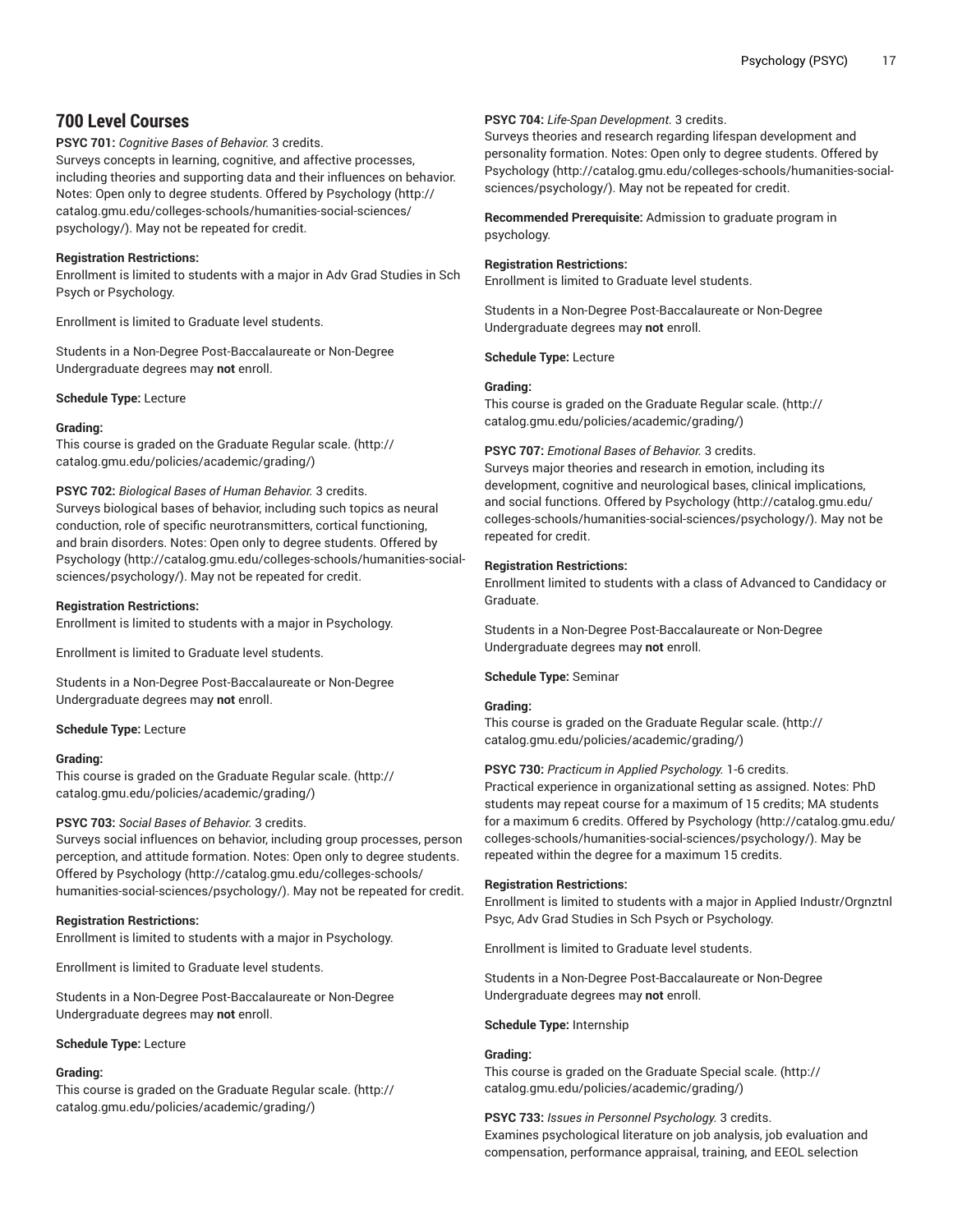## 700 Level Courses

**PSYC 701:** *Cognitive Bases of Behavior.* 3 credits.
Surveys concepts in learning, cognitive, and affective processes, including theories and supporting data and their influences on behavior. Notes: Open only to degree students. Offered by Psychology (http://catalog.gmu.edu/colleges-schools/humanities-social-sciences/psychology/). May not be repeated for credit.

**Registration Restrictions:**
Enrollment is limited to students with a major in Adv Grad Studies in Sch Psych or Psychology.

Enrollment is limited to Graduate level students.

Students in a Non-Degree Post-Baccalaureate or Non-Degree Undergraduate degrees may **not** enroll.

**Schedule Type:** Lecture

**Grading:**
This course is graded on the Graduate Regular scale. (http://catalog.gmu.edu/policies/academic/grading/)

**PSYC 702:** *Biological Bases of Human Behavior.* 3 credits.
Surveys biological bases of behavior, including such topics as neural conduction, role of specific neurotransmitters, cortical functioning, and brain disorders. Notes: Open only to degree students. Offered by Psychology (http://catalog.gmu.edu/colleges-schools/humanities-social-sciences/psychology/). May not be repeated for credit.

**Registration Restrictions:**
Enrollment is limited to students with a major in Psychology.

Enrollment is limited to Graduate level students.

Students in a Non-Degree Post-Baccalaureate or Non-Degree Undergraduate degrees may **not** enroll.

**Schedule Type:** Lecture

**Grading:**
This course is graded on the Graduate Regular scale. (http://catalog.gmu.edu/policies/academic/grading/)

**PSYC 703:** *Social Bases of Behavior.* 3 credits.
Surveys social influences on behavior, including group processes, person perception, and attitude formation. Notes: Open only to degree students. Offered by Psychology (http://catalog.gmu.edu/colleges-schools/humanities-social-sciences/psychology/). May not be repeated for credit.

**Registration Restrictions:**
Enrollment is limited to students with a major in Psychology.

Enrollment is limited to Graduate level students.

Students in a Non-Degree Post-Baccalaureate or Non-Degree Undergraduate degrees may **not** enroll.

**Schedule Type:** Lecture

**Grading:**
This course is graded on the Graduate Regular scale. (http://catalog.gmu.edu/policies/academic/grading/)

**PSYC 704:** *Life-Span Development.* 3 credits.
Surveys theories and research regarding lifespan development and personality formation. Notes: Open only to degree students. Offered by Psychology (http://catalog.gmu.edu/colleges-schools/humanities-social-sciences/psychology/). May not be repeated for credit.

**Recommended Prerequisite:** Admission to graduate program in psychology.

**Registration Restrictions:**
Enrollment is limited to Graduate level students.

Students in a Non-Degree Post-Baccalaureate or Non-Degree Undergraduate degrees may **not** enroll.

**Schedule Type:** Lecture

**Grading:**
This course is graded on the Graduate Regular scale. (http://catalog.gmu.edu/policies/academic/grading/)

**PSYC 707:** *Emotional Bases of Behavior.* 3 credits.
Surveys major theories and research in emotion, including its development, cognitive and neurological bases, clinical implications, and social functions. Offered by Psychology (http://catalog.gmu.edu/colleges-schools/humanities-social-sciences/psychology/). May not be repeated for credit.

**Registration Restrictions:**
Enrollment limited to students with a class of Advanced to Candidacy or Graduate.

Students in a Non-Degree Post-Baccalaureate or Non-Degree Undergraduate degrees may **not** enroll.

**Schedule Type:** Seminar

**Grading:**
This course is graded on the Graduate Regular scale. (http://catalog.gmu.edu/policies/academic/grading/)

**PSYC 730:** *Practicum in Applied Psychology.* 1-6 credits.
Practical experience in organizational setting as assigned. Notes: PhD students may repeat course for a maximum of 15 credits; MA students for a maximum 6 credits. Offered by Psychology (http://catalog.gmu.edu/colleges-schools/humanities-social-sciences/psychology/). May be repeated within the degree for a maximum 15 credits.

**Registration Restrictions:**
Enrollment is limited to students with a major in Applied Industr/Orgnztnl Psyc, Adv Grad Studies in Sch Psych or Psychology.

Enrollment is limited to Graduate level students.

Students in a Non-Degree Post-Baccalaureate or Non-Degree Undergraduate degrees may **not** enroll.

**Schedule Type:** Internship

**Grading:**
This course is graded on the Graduate Special scale. (http://catalog.gmu.edu/policies/academic/grading/)

**PSYC 733:** *Issues in Personnel Psychology.* 3 credits.
Examines psychological literature on job analysis, job evaluation and compensation, performance appraisal, training, and EEOL selection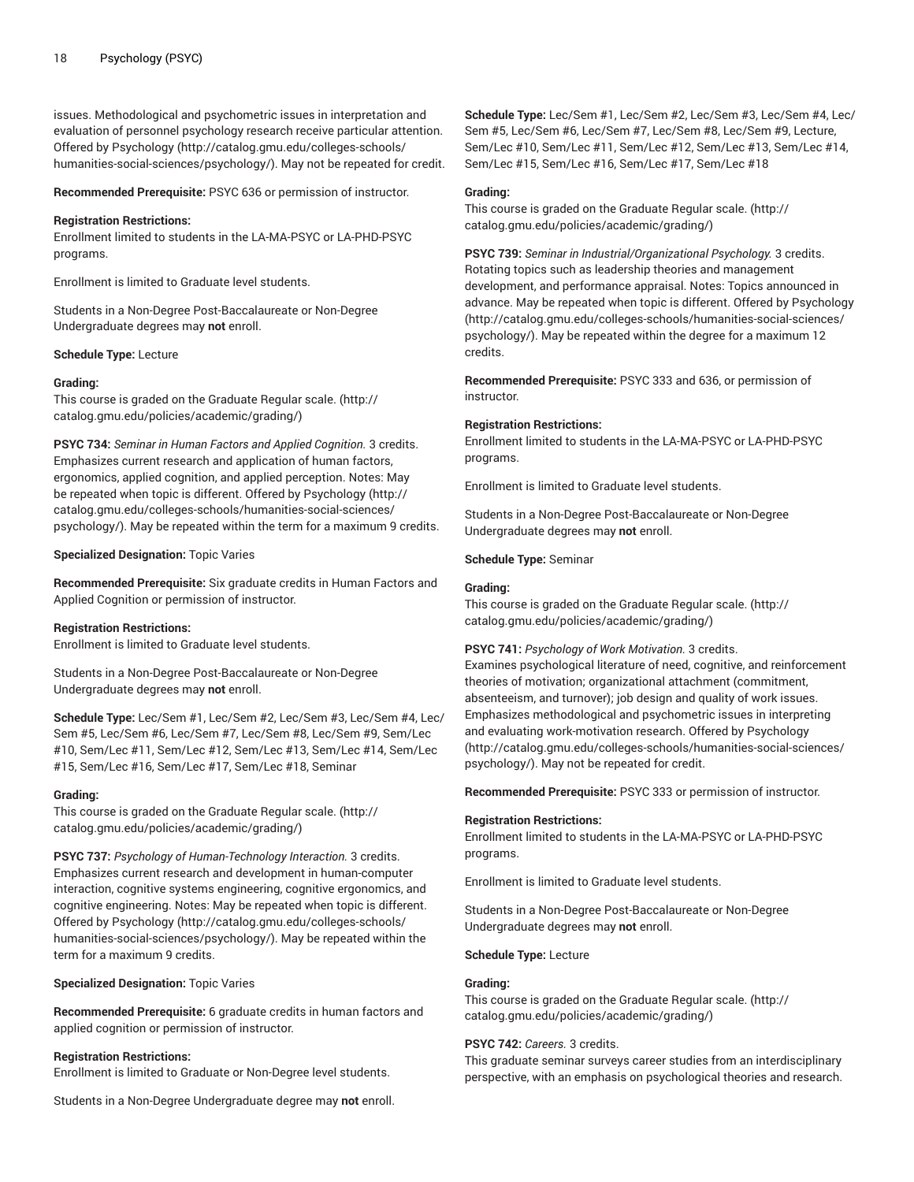issues. Methodological and psychometric issues in interpretation and evaluation of personnel psychology research receive particular attention. Offered by Psychology (http://catalog.gmu.edu/colleges-schools/humanities-social-sciences/psychology/). May not be repeated for credit.

**Recommended Prerequisite:** PSYC 636 or permission of instructor.

**Registration Restrictions:**
Enrollment limited to students in the LA-MA-PSYC or LA-PHD-PSYC programs.

Enrollment is limited to Graduate level students.

Students in a Non-Degree Post-Baccalaureate or Non-Degree Undergraduate degrees may **not** enroll.

**Schedule Type:** Lecture

**Grading:**
This course is graded on the Graduate Regular scale. (http://catalog.gmu.edu/policies/academic/grading/)

**PSYC 734:** *Seminar in Human Factors and Applied Cognition.* 3 credits.
Emphasizes current research and application of human factors, ergonomics, applied cognition, and applied perception. Notes: May be repeated when topic is different. Offered by Psychology (http://catalog.gmu.edu/colleges-schools/humanities-social-sciences/psychology/). May be repeated within the term for a maximum 9 credits.

**Specialized Designation:** Topic Varies

**Recommended Prerequisite:** Six graduate credits in Human Factors and Applied Cognition or permission of instructor.

**Registration Restrictions:**
Enrollment is limited to Graduate level students.

Students in a Non-Degree Post-Baccalaureate or Non-Degree Undergraduate degrees may **not** enroll.

**Schedule Type:** Lec/Sem #1, Lec/Sem #2, Lec/Sem #3, Lec/Sem #4, Lec/Sem #5, Lec/Sem #6, Lec/Sem #7, Lec/Sem #8, Lec/Sem #9, Sem/Lec #10, Sem/Lec #11, Sem/Lec #12, Sem/Lec #13, Sem/Lec #14, Sem/Lec #15, Sem/Lec #16, Sem/Lec #17, Sem/Lec #18, Seminar

**Grading:**
This course is graded on the Graduate Regular scale. (http://catalog.gmu.edu/policies/academic/grading/)

**PSYC 737:** *Psychology of Human-Technology Interaction.* 3 credits.
Emphasizes current research and development in human-computer interaction, cognitive systems engineering, cognitive ergonomics, and cognitive engineering. Notes: May be repeated when topic is different. Offered by Psychology (http://catalog.gmu.edu/colleges-schools/humanities-social-sciences/psychology/). May be repeated within the term for a maximum 9 credits.

**Specialized Designation:** Topic Varies

**Recommended Prerequisite:** 6 graduate credits in human factors and applied cognition or permission of instructor.

**Registration Restrictions:**
Enrollment is limited to Graduate or Non-Degree level students.

Students in a Non-Degree Undergraduate degree may **not** enroll.

**Schedule Type:** Lec/Sem #1, Lec/Sem #2, Lec/Sem #3, Lec/Sem #4, Lec/Sem #5, Lec/Sem #6, Lec/Sem #7, Lec/Sem #8, Lec/Sem #9, Lecture, Sem/Lec #10, Sem/Lec #11, Sem/Lec #12, Sem/Lec #13, Sem/Lec #14, Sem/Lec #15, Sem/Lec #16, Sem/Lec #17, Sem/Lec #18

**Grading:**
This course is graded on the Graduate Regular scale. (http://catalog.gmu.edu/policies/academic/grading/)

**PSYC 739:** *Seminar in Industrial/Organizational Psychology.* 3 credits.
Rotating topics such as leadership theories and management development, and performance appraisal. Notes: Topics announced in advance. May be repeated when topic is different. Offered by Psychology (http://catalog.gmu.edu/colleges-schools/humanities-social-sciences/psychology/). May be repeated within the degree for a maximum 12 credits.

**Recommended Prerequisite:** PSYC 333 and 636, or permission of instructor.

**Registration Restrictions:**
Enrollment limited to students in the LA-MA-PSYC or LA-PHD-PSYC programs.

Enrollment is limited to Graduate level students.

Students in a Non-Degree Post-Baccalaureate or Non-Degree Undergraduate degrees may **not** enroll.

**Schedule Type:** Seminar

**Grading:**
This course is graded on the Graduate Regular scale. (http://catalog.gmu.edu/policies/academic/grading/)

**PSYC 741:** *Psychology of Work Motivation.* 3 credits.
Examines psychological literature of need, cognitive, and reinforcement theories of motivation; organizational attachment (commitment, absenteeism, and turnover); job design and quality of work issues. Emphasizes methodological and psychometric issues in interpreting and evaluating work-motivation research. Offered by Psychology (http://catalog.gmu.edu/colleges-schools/humanities-social-sciences/psychology/). May not be repeated for credit.

**Recommended Prerequisite:** PSYC 333 or permission of instructor.

**Registration Restrictions:**
Enrollment limited to students in the LA-MA-PSYC or LA-PHD-PSYC programs.

Enrollment is limited to Graduate level students.

Students in a Non-Degree Post-Baccalaureate or Non-Degree Undergraduate degrees may **not** enroll.

**Schedule Type:** Lecture

**Grading:**
This course is graded on the Graduate Regular scale. (http://catalog.gmu.edu/policies/academic/grading/)

**PSYC 742:** *Careers.* 3 credits.
This graduate seminar surveys career studies from an interdisciplinary perspective, with an emphasis on psychological theories and research.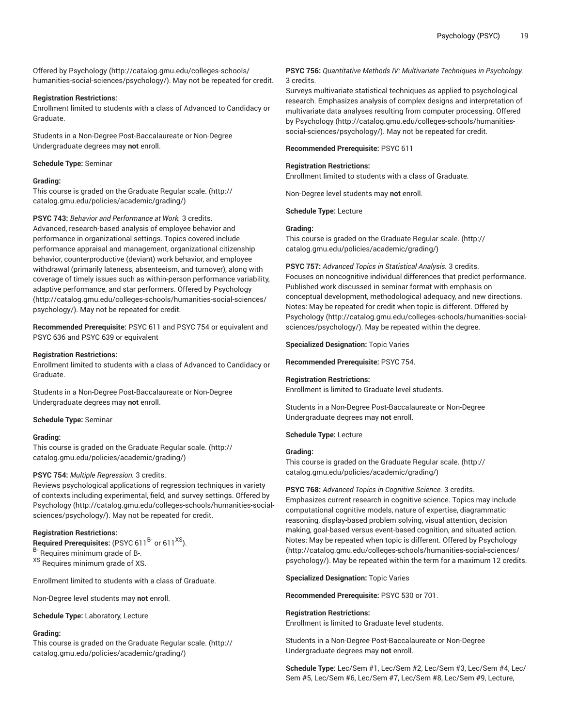Offered by Psychology (http://catalog.gmu.edu/colleges-schools/humanities-social-sciences/psychology/). May not be repeated for credit.

**Registration Restrictions:**
Enrollment limited to students with a class of Advanced to Candidacy or Graduate.

Students in a Non-Degree Post-Baccalaureate or Non-Degree Undergraduate degrees may **not** enroll.

**Schedule Type:** Seminar

**Grading:**
This course is graded on the Graduate Regular scale. (http://catalog.gmu.edu/policies/academic/grading/)

**PSYC 743:** *Behavior and Performance at Work.* 3 credits.
Advanced, research-based analysis of employee behavior and performance in organizational settings. Topics covered include performance appraisal and management, organizational citizenship behavior, counterproductive (deviant) work behavior, and employee withdrawal (primarily lateness, absenteeism, and turnover), along with coverage of timely issues such as within-person performance variability, adaptive performance, and star performers. Offered by Psychology (http://catalog.gmu.edu/colleges-schools/humanities-social-sciences/psychology/). May not be repeated for credit.

**Recommended Prerequisite:** PSYC 611 and PSYC 754 or equivalent and PSYC 636 and PSYC 639 or equivalent

**Registration Restrictions:**
Enrollment limited to students with a class of Advanced to Candidacy or Graduate.

Students in a Non-Degree Post-Baccalaureate or Non-Degree Undergraduate degrees may **not** enroll.

**Schedule Type:** Seminar

**Grading:**
This course is graded on the Graduate Regular scale. (http://catalog.gmu.edu/policies/academic/grading/)

**PSYC 754:** *Multiple Regression.* 3 credits.
Reviews psychological applications of regression techniques in variety of contexts including experimental, field, and survey settings. Offered by Psychology (http://catalog.gmu.edu/colleges-schools/humanities-social-sciences/psychology/). May not be repeated for credit.

**Registration Restrictions:**
**Required Prerequisites:** (PSYC 611[B-] or 611[XS]).
[B-] Requires minimum grade of B-.
[XS] Requires minimum grade of XS.

Enrollment limited to students with a class of Graduate.

Non-Degree level students may **not** enroll.

**Schedule Type:** Laboratory, Lecture

**Grading:**
This course is graded on the Graduate Regular scale. (http://catalog.gmu.edu/policies/academic/grading/)

**PSYC 756:** *Quantitative Methods IV: Multivariate Techniques in Psychology.* 3 credits.
Surveys multivariate statistical techniques as applied to psychological research. Emphasizes analysis of complex designs and interpretation of multivariate data analyses resulting from computer processing. Offered by Psychology (http://catalog.gmu.edu/colleges-schools/humanities-social-sciences/psychology/). May not be repeated for credit.

**Recommended Prerequisite:** PSYC 611

**Registration Restrictions:**
Enrollment limited to students with a class of Graduate.

Non-Degree level students may **not** enroll.

**Schedule Type:** Lecture

**Grading:**
This course is graded on the Graduate Regular scale. (http://catalog.gmu.edu/policies/academic/grading/)

**PSYC 757:** *Advanced Topics in Statistical Analysis.* 3 credits.
Focuses on noncognitive individual differences that predict performance. Published work discussed in seminar format with emphasis on conceptual development, methodological adequacy, and new directions. Notes: May be repeated for credit when topic is different. Offered by Psychology (http://catalog.gmu.edu/colleges-schools/humanities-social-sciences/psychology/). May be repeated within the degree.

**Specialized Designation:** Topic Varies

**Recommended Prerequisite:** PSYC 754.

**Registration Restrictions:**
Enrollment is limited to Graduate level students.

Students in a Non-Degree Post-Baccalaureate or Non-Degree Undergraduate degrees may **not** enroll.

**Schedule Type:** Lecture

**Grading:**
This course is graded on the Graduate Regular scale. (http://catalog.gmu.edu/policies/academic/grading/)

**PSYC 768:** *Advanced Topics in Cognitive Science.* 3 credits.
Emphasizes current research in cognitive science. Topics may include computational cognitive models, nature of expertise, diagrammatic reasoning, display-based problem solving, visual attention, decision making, goal-based versus event-based cognition, and situated action. Notes: May be repeated when topic is different. Offered by Psychology (http://catalog.gmu.edu/colleges-schools/humanities-social-sciences/psychology/). May be repeated within the term for a maximum 12 credits.

**Specialized Designation:** Topic Varies

**Recommended Prerequisite:** PSYC 530 or 701.

**Registration Restrictions:**
Enrollment is limited to Graduate level students.

Students in a Non-Degree Post-Baccalaureate or Non-Degree Undergraduate degrees may **not** enroll.

**Schedule Type:** Lec/Sem #1, Lec/Sem #2, Lec/Sem #3, Lec/Sem #4, Lec/Sem #5, Lec/Sem #6, Lec/Sem #7, Lec/Sem #8, Lec/Sem #9, Lecture,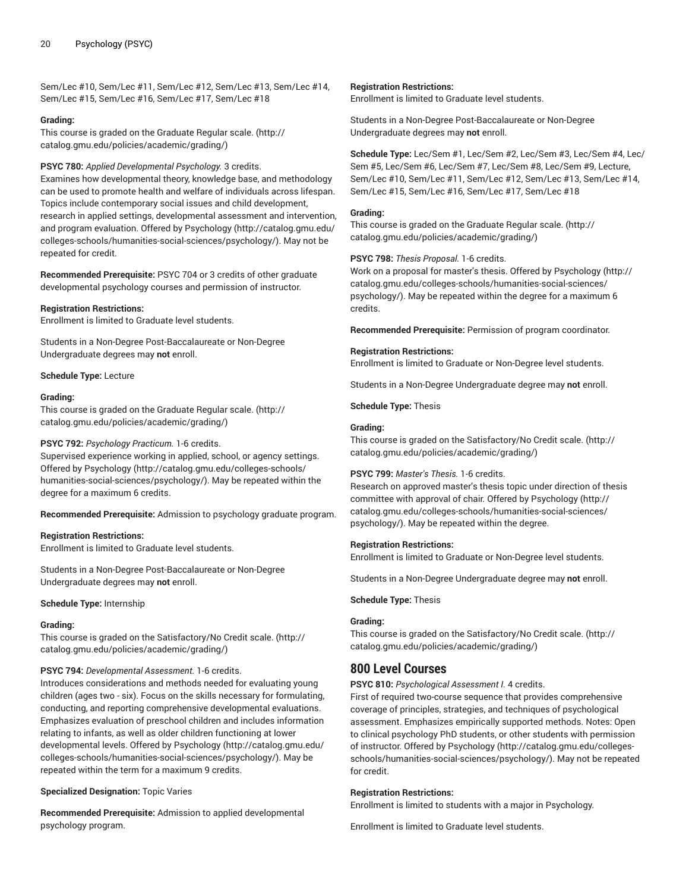Sem/Lec #10, Sem/Lec #11, Sem/Lec #12, Sem/Lec #13, Sem/Lec #14, Sem/Lec #15, Sem/Lec #16, Sem/Lec #17, Sem/Lec #18

**Grading:**
This course is graded on the Graduate Regular scale. (http://catalog.gmu.edu/policies/academic/grading/)

**PSYC 780:** *Applied Developmental Psychology.* 3 credits.
Examines how developmental theory, knowledge base, and methodology can be used to promote health and welfare of individuals across lifespan. Topics include contemporary social issues and child development, research in applied settings, developmental assessment and intervention, and program evaluation. Offered by Psychology (http://catalog.gmu.edu/colleges-schools/humanities-social-sciences/psychology/). May not be repeated for credit.

**Recommended Prerequisite:** PSYC 704 or 3 credits of other graduate developmental psychology courses and permission of instructor.

**Registration Restrictions:**
Enrollment is limited to Graduate level students.

Students in a Non-Degree Post-Baccalaureate or Non-Degree Undergraduate degrees may **not** enroll.

**Schedule Type:** Lecture

**Grading:**
This course is graded on the Graduate Regular scale. (http://catalog.gmu.edu/policies/academic/grading/)

**PSYC 792:** *Psychology Practicum.* 1-6 credits.
Supervised experience working in applied, school, or agency settings. Offered by Psychology (http://catalog.gmu.edu/colleges-schools/humanities-social-sciences/psychology/). May be repeated within the degree for a maximum 6 credits.

**Recommended Prerequisite:** Admission to psychology graduate program.

**Registration Restrictions:**
Enrollment is limited to Graduate level students.

Students in a Non-Degree Post-Baccalaureate or Non-Degree Undergraduate degrees may **not** enroll.

**Schedule Type:** Internship

**Grading:**
This course is graded on the Satisfactory/No Credit scale. (http://catalog.gmu.edu/policies/academic/grading/)

**PSYC 794:** *Developmental Assessment.* 1-6 credits.
Introduces considerations and methods needed for evaluating young children (ages two - six). Focus on the skills necessary for formulating, conducting, and reporting comprehensive developmental evaluations. Emphasizes evaluation of preschool children and includes information relating to infants, as well as older children functioning at lower developmental levels. Offered by Psychology (http://catalog.gmu.edu/colleges-schools/humanities-social-sciences/psychology/). May be repeated within the term for a maximum 9 credits.

**Specialized Designation:** Topic Varies

**Recommended Prerequisite:** Admission to applied developmental psychology program.

**Registration Restrictions:**
Enrollment is limited to Graduate level students.

Students in a Non-Degree Post-Baccalaureate or Non-Degree Undergraduate degrees may **not** enroll.

**Schedule Type:** Lec/Sem #1, Lec/Sem #2, Lec/Sem #3, Lec/Sem #4, Lec/Sem #5, Lec/Sem #6, Lec/Sem #7, Lec/Sem #8, Lec/Sem #9, Lecture, Sem/Lec #10, Sem/Lec #11, Sem/Lec #12, Sem/Lec #13, Sem/Lec #14, Sem/Lec #15, Sem/Lec #16, Sem/Lec #17, Sem/Lec #18

**Grading:**
This course is graded on the Graduate Regular scale. (http://catalog.gmu.edu/policies/academic/grading/)

**PSYC 798:** *Thesis Proposal.* 1-6 credits.
Work on a proposal for master's thesis. Offered by Psychology (http://catalog.gmu.edu/colleges-schools/humanities-social-sciences/psychology/). May be repeated within the degree for a maximum 6 credits.

**Recommended Prerequisite:** Permission of program coordinator.

**Registration Restrictions:**
Enrollment is limited to Graduate or Non-Degree level students.

Students in a Non-Degree Undergraduate degree may **not** enroll.

**Schedule Type:** Thesis

**Grading:**
This course is graded on the Satisfactory/No Credit scale. (http://catalog.gmu.edu/policies/academic/grading/)

**PSYC 799:** *Master's Thesis.* 1-6 credits.
Research on approved master's thesis topic under direction of thesis committee with approval of chair. Offered by Psychology (http://catalog.gmu.edu/colleges-schools/humanities-social-sciences/psychology/). May be repeated within the degree.

**Registration Restrictions:**
Enrollment is limited to Graduate or Non-Degree level students.

Students in a Non-Degree Undergraduate degree may **not** enroll.

**Schedule Type:** Thesis

**Grading:**
This course is graded on the Satisfactory/No Credit scale. (http://catalog.gmu.edu/policies/academic/grading/)

## 800 Level Courses

**PSYC 810:** *Psychological Assessment I.* 4 credits.
First of required two-course sequence that provides comprehensive coverage of principles, strategies, and techniques of psychological assessment. Emphasizes empirically supported methods. Notes: Open to clinical psychology PhD students, or other students with permission of instructor. Offered by Psychology (http://catalog.gmu.edu/colleges-schools/humanities-social-sciences/psychology/). May not be repeated for credit.

**Registration Restrictions:**
Enrollment is limited to students with a major in Psychology.

Enrollment is limited to Graduate level students.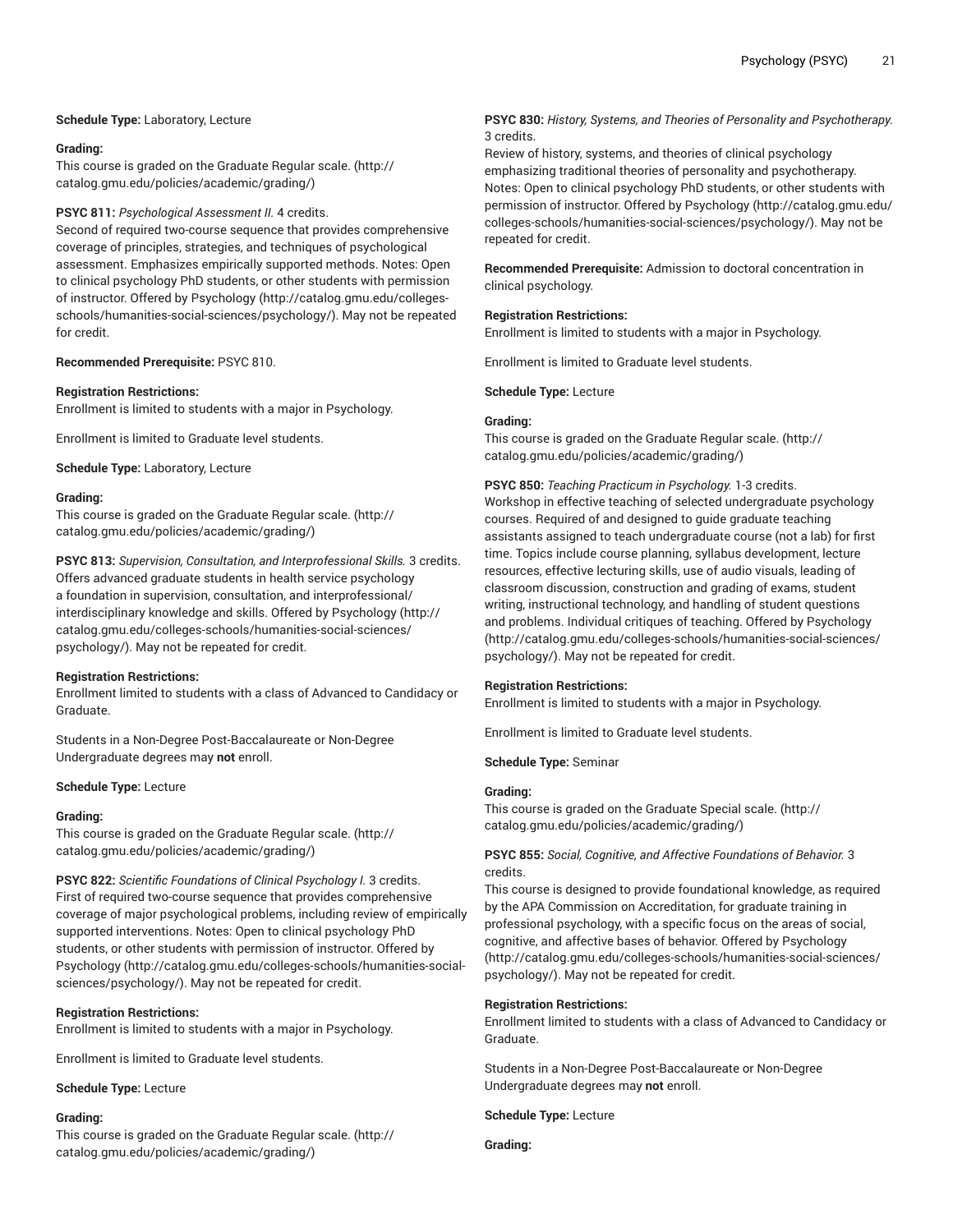**Schedule Type:** Laboratory, Lecture

**Grading:**
This course is graded on the Graduate Regular scale. (http://catalog.gmu.edu/policies/academic/grading/)

**PSYC 811:** *Psychological Assessment II.* 4 credits.
Second of required two-course sequence that provides comprehensive coverage of principles, strategies, and techniques of psychological assessment. Emphasizes empirically supported methods. Notes: Open to clinical psychology PhD students, or other students with permission of instructor. Offered by Psychology (http://catalog.gmu.edu/colleges-schools/humanities-social-sciences/psychology/). May not be repeated for credit.

**Recommended Prerequisite:** PSYC 810.

**Registration Restrictions:**
Enrollment is limited to students with a major in Psychology.

Enrollment is limited to Graduate level students.

**Schedule Type:** Laboratory, Lecture

**Grading:**
This course is graded on the Graduate Regular scale. (http://catalog.gmu.edu/policies/academic/grading/)

**PSYC 813:** *Supervision, Consultation, and Interprofessional Skills.* 3 credits.
Offers advanced graduate students in health service psychology a foundation in supervision, consultation, and interprofessional/interdisciplinary knowledge and skills. Offered by Psychology (http://catalog.gmu.edu/colleges-schools/humanities-social-sciences/psychology/). May not be repeated for credit.

**Registration Restrictions:**
Enrollment limited to students with a class of Advanced to Candidacy or Graduate.

Students in a Non-Degree Post-Baccalaureate or Non-Degree Undergraduate degrees may **not** enroll.

**Schedule Type:** Lecture

**Grading:**
This course is graded on the Graduate Regular scale. (http://catalog.gmu.edu/policies/academic/grading/)

**PSYC 822:** *Scientific Foundations of Clinical Psychology I.* 3 credits.
First of required two-course sequence that provides comprehensive coverage of major psychological problems, including review of empirically supported interventions. Notes: Open to clinical psychology PhD students, or other students with permission of instructor. Offered by Psychology (http://catalog.gmu.edu/colleges-schools/humanities-social-sciences/psychology/). May not be repeated for credit.

**Registration Restrictions:**
Enrollment is limited to students with a major in Psychology.

Enrollment is limited to Graduate level students.

**Schedule Type:** Lecture

**Grading:**
This course is graded on the Graduate Regular scale. (http://catalog.gmu.edu/policies/academic/grading/)

**PSYC 830:** *History, Systems, and Theories of Personality and Psychotherapy.* 3 credits.
Review of history, systems, and theories of clinical psychology emphasizing traditional theories of personality and psychotherapy. Notes: Open to clinical psychology PhD students, or other students with permission of instructor. Offered by Psychology (http://catalog.gmu.edu/colleges-schools/humanities-social-sciences/psychology/). May not be repeated for credit.

**Recommended Prerequisite:** Admission to doctoral concentration in clinical psychology.

**Registration Restrictions:**
Enrollment is limited to students with a major in Psychology.

Enrollment is limited to Graduate level students.

**Schedule Type:** Lecture

**Grading:**
This course is graded on the Graduate Regular scale. (http://catalog.gmu.edu/policies/academic/grading/)

**PSYC 850:** *Teaching Practicum in Psychology.* 1-3 credits.
Workshop in effective teaching of selected undergraduate psychology courses. Required of and designed to guide graduate teaching assistants assigned to teach undergraduate course (not a lab) for first time. Topics include course planning, syllabus development, lecture resources, effective lecturing skills, use of audio visuals, leading of classroom discussion, construction and grading of exams, student writing, instructional technology, and handling of student questions and problems. Individual critiques of teaching. Offered by Psychology (http://catalog.gmu.edu/colleges-schools/humanities-social-sciences/psychology/). May not be repeated for credit.

**Registration Restrictions:**
Enrollment is limited to students with a major in Psychology.

Enrollment is limited to Graduate level students.

**Schedule Type:** Seminar

**Grading:**
This course is graded on the Graduate Special scale. (http://catalog.gmu.edu/policies/academic/grading/)

**PSYC 855:** *Social, Cognitive, and Affective Foundations of Behavior.* 3 credits.
This course is designed to provide foundational knowledge, as required by the APA Commission on Accreditation, for graduate training in professional psychology, with a specific focus on the areas of social, cognitive, and affective bases of behavior. Offered by Psychology (http://catalog.gmu.edu/colleges-schools/humanities-social-sciences/psychology/). May not be repeated for credit.

**Registration Restrictions:**
Enrollment limited to students with a class of Advanced to Candidacy or Graduate.

Students in a Non-Degree Post-Baccalaureate or Non-Degree Undergraduate degrees may **not** enroll.

**Schedule Type:** Lecture

**Grading:**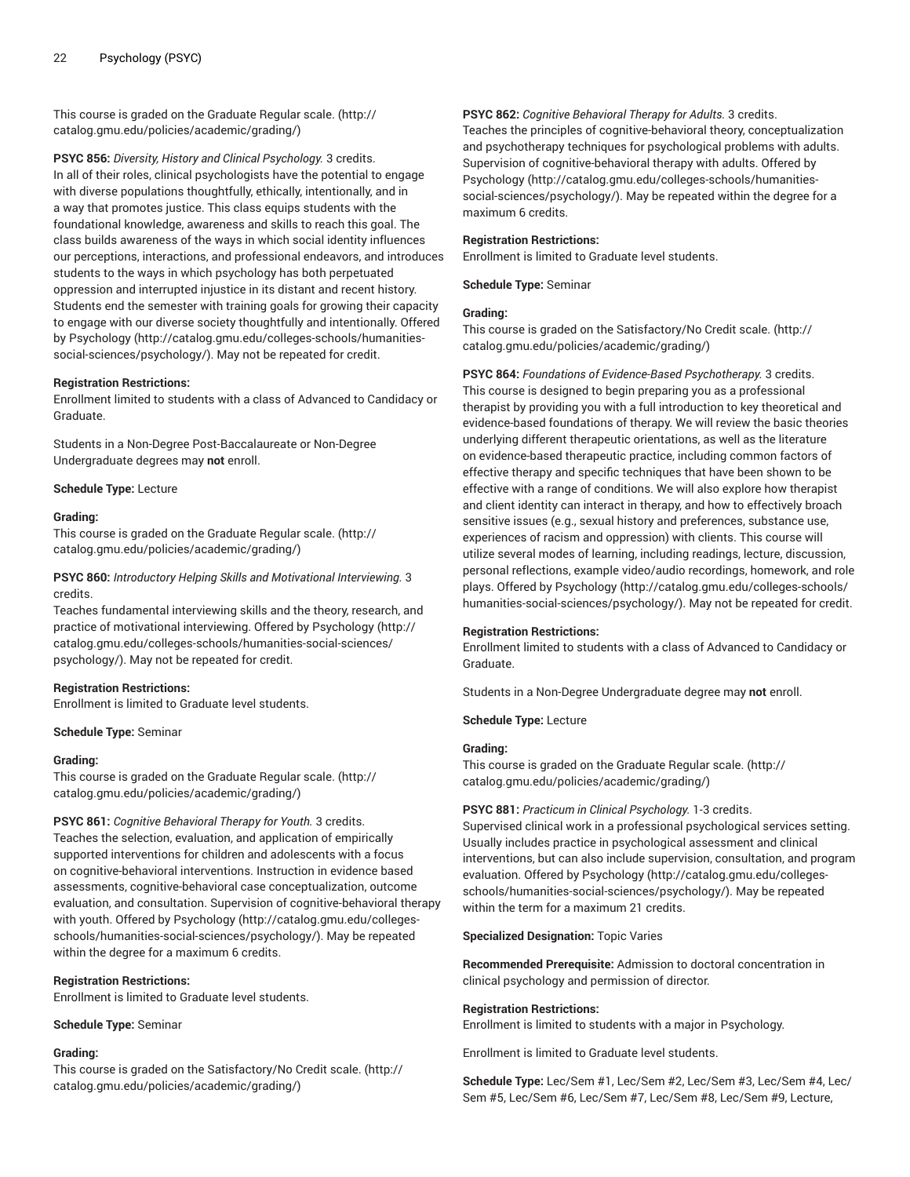This course is graded on the Graduate Regular scale. (http://catalog.gmu.edu/policies/academic/grading/)

**PSYC 856:** *Diversity, History and Clinical Psychology.* 3 credits.
In all of their roles, clinical psychologists have the potential to engage with diverse populations thoughtfully, ethically, intentionally, and in a way that promotes justice. This class equips students with the foundational knowledge, awareness and skills to reach this goal. The class builds awareness of the ways in which social identity influences our perceptions, interactions, and professional endeavors, and introduces students to the ways in which psychology has both perpetuated oppression and interrupted injustice in its distant and recent history. Students end the semester with training goals for growing their capacity to engage with our diverse society thoughtfully and intentionally. Offered by Psychology (http://catalog.gmu.edu/colleges-schools/humanities-social-sciences/psychology/). May not be repeated for credit.

**Registration Restrictions:**
Enrollment limited to students with a class of Advanced to Candidacy or Graduate.

Students in a Non-Degree Post-Baccalaureate or Non-Degree Undergraduate degrees may **not** enroll.

**Schedule Type:** Lecture

**Grading:**
This course is graded on the Graduate Regular scale. (http://catalog.gmu.edu/policies/academic/grading/)

**PSYC 860:** *Introductory Helping Skills and Motivational Interviewing.* 3 credits.
Teaches fundamental interviewing skills and the theory, research, and practice of motivational interviewing. Offered by Psychology (http://catalog.gmu.edu/colleges-schools/humanities-social-sciences/psychology/). May not be repeated for credit.

**Registration Restrictions:**
Enrollment is limited to Graduate level students.

**Schedule Type:** Seminar

**Grading:**
This course is graded on the Graduate Regular scale. (http://catalog.gmu.edu/policies/academic/grading/)

**PSYC 861:** *Cognitive Behavioral Therapy for Youth.* 3 credits.
Teaches the selection, evaluation, and application of empirically supported interventions for children and adolescents with a focus on cognitive-behavioral interventions. Instruction in evidence based assessments, cognitive-behavioral case conceptualization, outcome evaluation, and consultation. Supervision of cognitive-behavioral therapy with youth. Offered by Psychology (http://catalog.gmu.edu/colleges-schools/humanities-social-sciences/psychology/). May be repeated within the degree for a maximum 6 credits.

**Registration Restrictions:**
Enrollment is limited to Graduate level students.

**Schedule Type:** Seminar

**Grading:**
This course is graded on the Satisfactory/No Credit scale. (http://catalog.gmu.edu/policies/academic/grading/)

**PSYC 862:** *Cognitive Behavioral Therapy for Adults.* 3 credits.
Teaches the principles of cognitive-behavioral theory, conceptualization and psychotherapy techniques for psychological problems with adults. Supervision of cognitive-behavioral therapy with adults. Offered by Psychology (http://catalog.gmu.edu/colleges-schools/humanities-social-sciences/psychology/). May be repeated within the degree for a maximum 6 credits.

**Registration Restrictions:**
Enrollment is limited to Graduate level students.

**Schedule Type:** Seminar

**Grading:**
This course is graded on the Satisfactory/No Credit scale. (http://catalog.gmu.edu/policies/academic/grading/)

**PSYC 864:** *Foundations of Evidence-Based Psychotherapy.* 3 credits.
This course is designed to begin preparing you as a professional therapist by providing you with a full introduction to key theoretical and evidence-based foundations of therapy. We will review the basic theories underlying different therapeutic orientations, as well as the literature on evidence-based therapeutic practice, including common factors of effective therapy and specific techniques that have been shown to be effective with a range of conditions. We will also explore how therapist and client identity can interact in therapy, and how to effectively broach sensitive issues (e.g., sexual history and preferences, substance use, experiences of racism and oppression) with clients. This course will utilize several modes of learning, including readings, lecture, discussion, personal reflections, example video/audio recordings, homework, and role plays. Offered by Psychology (http://catalog.gmu.edu/colleges-schools/humanities-social-sciences/psychology/). May not be repeated for credit.

**Registration Restrictions:**
Enrollment limited to students with a class of Advanced to Candidacy or Graduate.

Students in a Non-Degree Undergraduate degree may **not** enroll.

**Schedule Type:** Lecture

**Grading:**
This course is graded on the Graduate Regular scale. (http://catalog.gmu.edu/policies/academic/grading/)

**PSYC 881:** *Practicum in Clinical Psychology.* 1-3 credits.
Supervised clinical work in a professional psychological services setting. Usually includes practice in psychological assessment and clinical interventions, but can also include supervision, consultation, and program evaluation. Offered by Psychology (http://catalog.gmu.edu/colleges-schools/humanities-social-sciences/psychology/). May be repeated within the term for a maximum 21 credits.

**Specialized Designation:** Topic Varies

**Recommended Prerequisite:** Admission to doctoral concentration in clinical psychology and permission of director.

**Registration Restrictions:**
Enrollment is limited to students with a major in Psychology.

Enrollment is limited to Graduate level students.

**Schedule Type:** Lec/Sem #1, Lec/Sem #2, Lec/Sem #3, Lec/Sem #4, Lec/Sem #5, Lec/Sem #6, Lec/Sem #7, Lec/Sem #8, Lec/Sem #9, Lecture,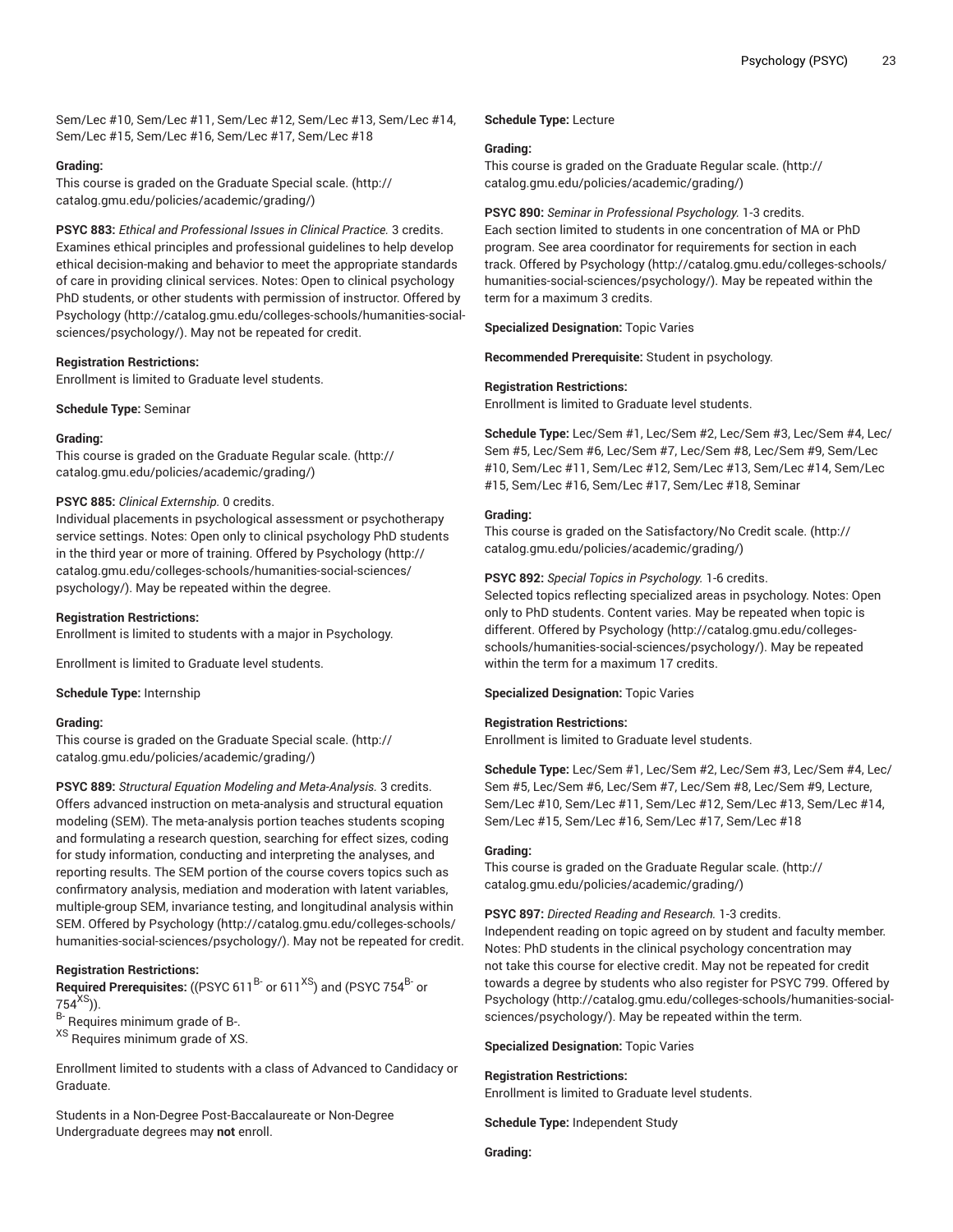Sem/Lec #10, Sem/Lec #11, Sem/Lec #12, Sem/Lec #13, Sem/Lec #14, Sem/Lec #15, Sem/Lec #16, Sem/Lec #17, Sem/Lec #18

**Grading:**
This course is graded on the Graduate Special scale. (http://catalog.gmu.edu/policies/academic/grading/)

**PSYC 883:** *Ethical and Professional Issues in Clinical Practice.* 3 credits.
Examines ethical principles and professional guidelines to help develop ethical decision-making and behavior to meet the appropriate standards of care in providing clinical services. Notes: Open to clinical psychology PhD students, or other students with permission of instructor. Offered by Psychology (http://catalog.gmu.edu/colleges-schools/humanities-social-sciences/psychology/). May not be repeated for credit.

**Registration Restrictions:**
Enrollment is limited to Graduate level students.

**Schedule Type:** Seminar

**Grading:**
This course is graded on the Graduate Regular scale. (http://catalog.gmu.edu/policies/academic/grading/)

**PSYC 885:** *Clinical Externship.* 0 credits.
Individual placements in psychological assessment or psychotherapy service settings. Notes: Open only to clinical psychology PhD students in the third year or more of training. Offered by Psychology (http://catalog.gmu.edu/colleges-schools/humanities-social-sciences/psychology/). May be repeated within the degree.

**Registration Restrictions:**
Enrollment is limited to students with a major in Psychology.

Enrollment is limited to Graduate level students.

**Schedule Type:** Internship

**Grading:**
This course is graded on the Graduate Special scale. (http://catalog.gmu.edu/policies/academic/grading/)

**PSYC 889:** *Structural Equation Modeling and Meta-Analysis.* 3 credits.
Offers advanced instruction on meta-analysis and structural equation modeling (SEM). The meta-analysis portion teaches students scoping and formulating a research question, searching for effect sizes, coding for study information, conducting and interpreting the analyses, and reporting results. The SEM portion of the course covers topics such as confirmatory analysis, mediation and moderation with latent variables, multiple-group SEM, invariance testing, and longitudinal analysis within SEM. Offered by Psychology (http://catalog.gmu.edu/colleges-schools/humanities-social-sciences/psychology/). May not be repeated for credit.

**Registration Restrictions:**
**Required Prerequisites:** ((PSYC 611[B-] or 611[XS]) and (PSYC 754[B-] or 754[XS])).
[B-] Requires minimum grade of B-.
[XS] Requires minimum grade of XS.

Enrollment limited to students with a class of Advanced to Candidacy or Graduate.

Students in a Non-Degree Post-Baccalaureate or Non-Degree Undergraduate degrees may **not** enroll.

**Schedule Type:** Lecture

**Grading:**
This course is graded on the Graduate Regular scale. (http://catalog.gmu.edu/policies/academic/grading/)

**PSYC 890:** *Seminar in Professional Psychology.* 1-3 credits.
Each section limited to students in one concentration of MA or PhD program. See area coordinator for requirements for section in each track. Offered by Psychology (http://catalog.gmu.edu/colleges-schools/humanities-social-sciences/psychology/). May be repeated within the term for a maximum 3 credits.

**Specialized Designation:** Topic Varies

**Recommended Prerequisite:** Student in psychology.

**Registration Restrictions:**
Enrollment is limited to Graduate level students.

**Schedule Type:** Lec/Sem #1, Lec/Sem #2, Lec/Sem #3, Lec/Sem #4, Lec/Sem #5, Lec/Sem #6, Lec/Sem #7, Lec/Sem #8, Lec/Sem #9, Sem/Lec #10, Sem/Lec #11, Sem/Lec #12, Sem/Lec #13, Sem/Lec #14, Sem/Lec #15, Sem/Lec #16, Sem/Lec #17, Sem/Lec #18, Seminar

**Grading:**
This course is graded on the Satisfactory/No Credit scale. (http://catalog.gmu.edu/policies/academic/grading/)

**PSYC 892:** *Special Topics in Psychology.* 1-6 credits.
Selected topics reflecting specialized areas in psychology. Notes: Open only to PhD students. Content varies. May be repeated when topic is different. Offered by Psychology (http://catalog.gmu.edu/colleges-schools/humanities-social-sciences/psychology/). May be repeated within the term for a maximum 17 credits.

**Specialized Designation:** Topic Varies

**Registration Restrictions:**
Enrollment is limited to Graduate level students.

**Schedule Type:** Lec/Sem #1, Lec/Sem #2, Lec/Sem #3, Lec/Sem #4, Lec/Sem #5, Lec/Sem #6, Lec/Sem #7, Lec/Sem #8, Lec/Sem #9, Lecture, Sem/Lec #10, Sem/Lec #11, Sem/Lec #12, Sem/Lec #13, Sem/Lec #14, Sem/Lec #15, Sem/Lec #16, Sem/Lec #17, Sem/Lec #18

**Grading:**
This course is graded on the Graduate Regular scale. (http://catalog.gmu.edu/policies/academic/grading/)

**PSYC 897:** *Directed Reading and Research.* 1-3 credits.
Independent reading on topic agreed on by student and faculty member. Notes: PhD students in the clinical psychology concentration may not take this course for elective credit. May not be repeated for credit towards a degree by students who also register for PSYC 799. Offered by Psychology (http://catalog.gmu.edu/colleges-schools/humanities-social-sciences/psychology/). May be repeated within the term.

**Specialized Designation:** Topic Varies

**Registration Restrictions:**
Enrollment is limited to Graduate level students.

**Schedule Type:** Independent Study

**Grading:**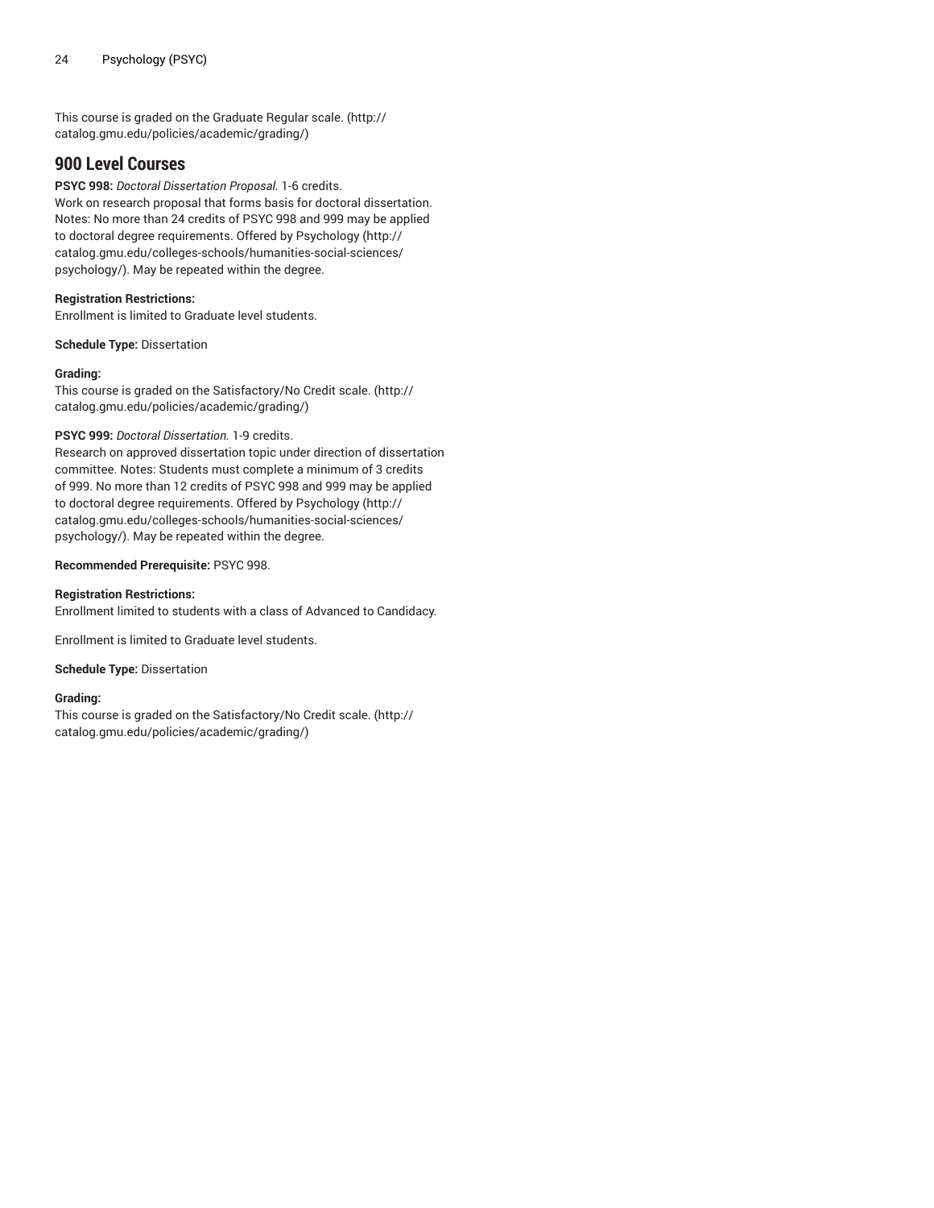This course is graded on the Graduate Regular scale. (http://catalog.gmu.edu/policies/academic/grading/)

## 900 Level Courses

**PSYC 998:** *Doctoral Dissertation Proposal.* 1-6 credits.
Work on research proposal that forms basis for doctoral dissertation. Notes: No more than 24 credits of PSYC 998 and 999 may be applied to doctoral degree requirements. Offered by Psychology (http://catalog.gmu.edu/colleges-schools/humanities-social-sciences/psychology/). May be repeated within the degree.

**Registration Restrictions:**
Enrollment is limited to Graduate level students.

**Schedule Type:** Dissertation

**Grading:**
This course is graded on the Satisfactory/No Credit scale. (http://catalog.gmu.edu/policies/academic/grading/)

**PSYC 999:** *Doctoral Dissertation.* 1-9 credits.
Research on approved dissertation topic under direction of dissertation committee. Notes: Students must complete a minimum of 3 credits of 999. No more than 12 credits of PSYC 998 and 999 may be applied to doctoral degree requirements. Offered by Psychology (http://catalog.gmu.edu/colleges-schools/humanities-social-sciences/psychology/). May be repeated within the degree.

**Recommended Prerequisite:** PSYC 998.

**Registration Restrictions:**
Enrollment limited to students with a class of Advanced to Candidacy.

Enrollment is limited to Graduate level students.

**Schedule Type:** Dissertation

**Grading:**
This course is graded on the Satisfactory/No Credit scale. (http://catalog.gmu.edu/policies/academic/grading/)